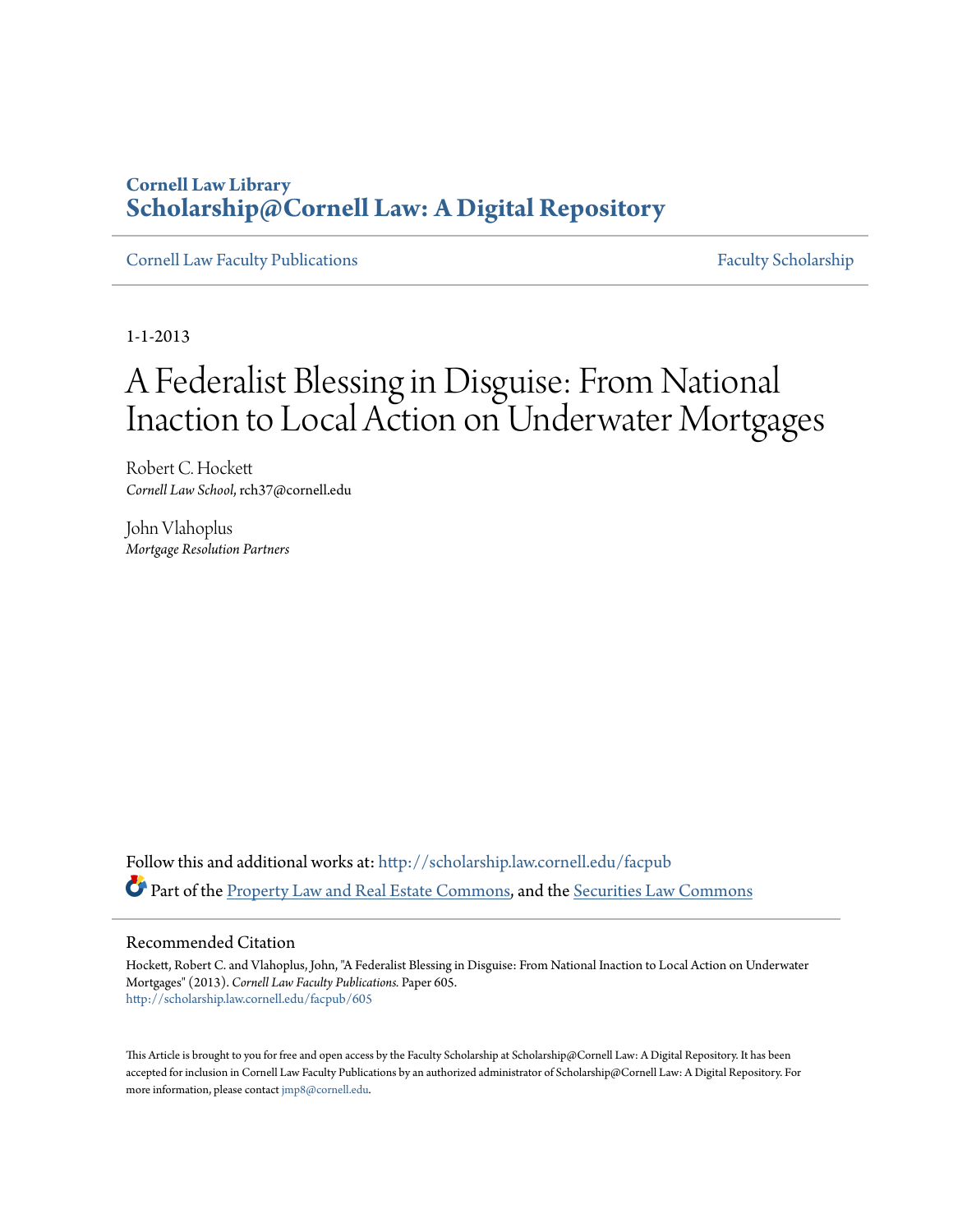**Cornell Law Library**
**Scholarship@Cornell Law: A Digital Repository**

Cornell Law Faculty Publications | Faculty Scholarship

1-1-2013

# A Federalist Blessing in Disguise: From National Inaction to Local Action on Underwater Mortgages

Robert C. Hockett
*Cornell Law School*, rch37@cornell.edu

John Vlahoplus
*Mortgage Resolution Partners*

Follow this and additional works at: http://scholarship.law.cornell.edu/facpub

Part of the Property Law and Real Estate Commons, and the Securities Law Commons

## Recommended Citation

Hockett, Robert C. and Vlahoplus, John, "A Federalist Blessing in Disguise: From National Inaction to Local Action on Underwater Mortgages" (2013). *Cornell Law Faculty Publications.* Paper 605.
http://scholarship.law.cornell.edu/facpub/605

This Article is brought to you for free and open access by the Faculty Scholarship at Scholarship@Cornell Law: A Digital Repository. It has been accepted for inclusion in Cornell Law Faculty Publications by an authorized administrator of Scholarship@Cornell Law: A Digital Repository. For more information, please contact jmp8@cornell.edu.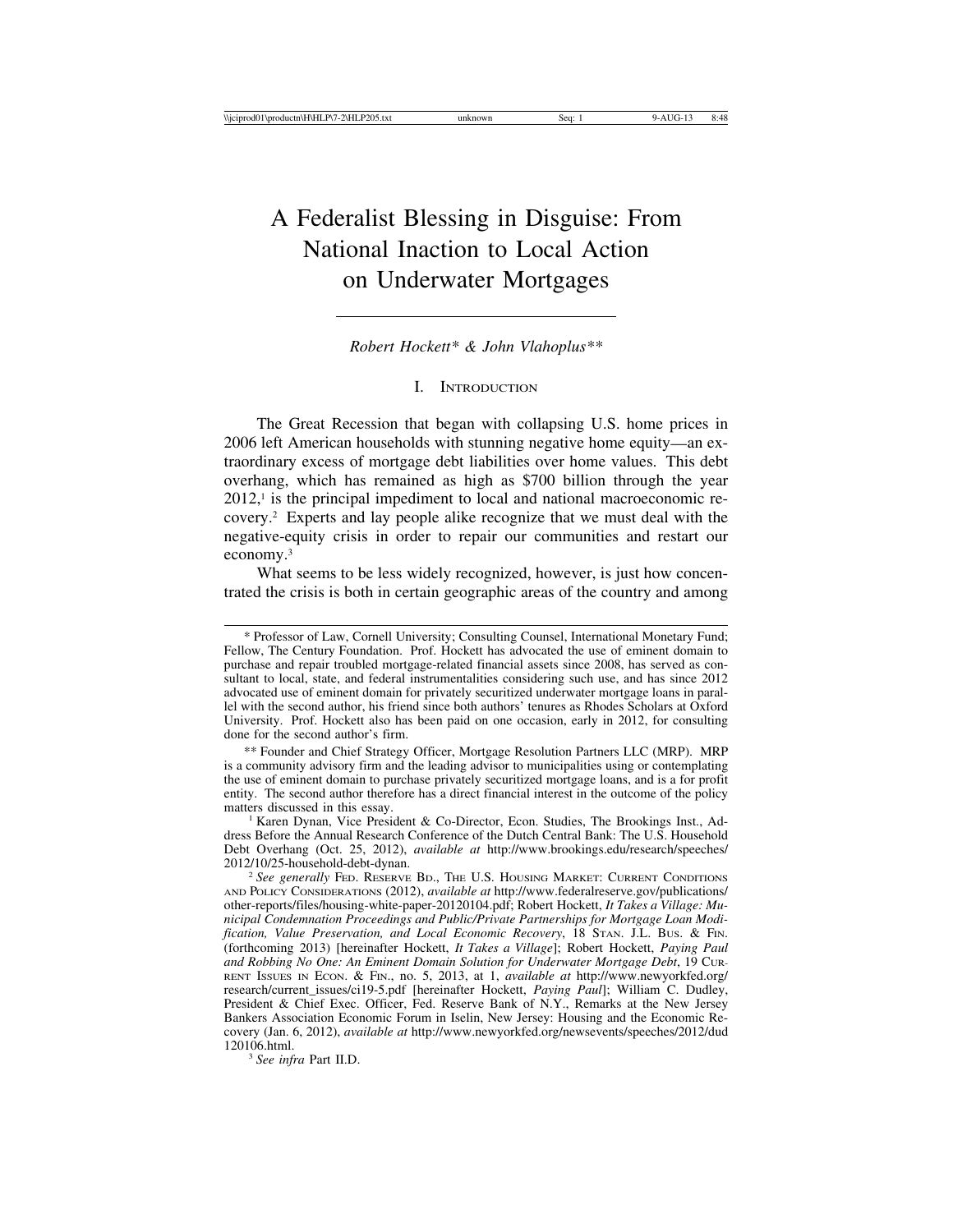# A Federalist Blessing in Disguise: From National Inaction to Local Action on Underwater Mortgages

*Robert Hockett\* & John Vlahoplus\*\**

## I. Introduction

The Great Recession that began with collapsing U.S. home prices in 2006 left American households with stunning negative home equity—an extraordinary excess of mortgage debt liabilities over home values. This debt overhang, which has remained as high as $700 billion through the year 2012,[1] is the principal impediment to local and national macroeconomic recovery.[2] Experts and lay people alike recognize that we must deal with the negative-equity crisis in order to repair our communities and restart our economy.[3]

What seems to be less widely recognized, however, is just how concentrated the crisis is both in certain geographic areas of the country and among

---

\* Professor of Law, Cornell University; Consulting Counsel, International Monetary Fund; Fellow, The Century Foundation. Prof. Hockett has advocated the use of eminent domain to purchase and repair troubled mortgage-related financial assets since 2008, has served as consultant to local, state, and federal instrumentalities considering such use, and has since 2012 advocated use of eminent domain for privately securitized underwater mortgage loans in parallel with the second author, his friend since both authors' tenures as Rhodes Scholars at Oxford University. Prof. Hockett also has been paid on one occasion, early in 2012, for consulting done for the second author's firm.

\*\* Founder and Chief Strategy Officer, Mortgage Resolution Partners LLC (MRP). MRP is a community advisory firm and the leading advisor to municipalities using or contemplating the use of eminent domain to purchase privately securitized mortgage loans, and is a for profit entity. The second author therefore has a direct financial interest in the outcome of the policy matters discussed in this essay.

[1] Karen Dynan, Vice President & Co-Director, Econ. Studies, The Brookings Inst., Address Before the Annual Research Conference of the Dutch Central Bank: The U.S. Household Debt Overhang (Oct. 25, 2012), *available at* http://www.brookings.edu/research/speeches/2012/10/25-household-debt-dynan.

[2] *See generally* Fed. Reserve Bd., The U.S. Housing Market: Current Conditions and Policy Considerations (2012), *available at* http://www.federalreserve.gov/publications/other-reports/files/housing-white-paper-20120104.pdf; Robert Hockett, *It Takes a Village: Municipal Condemnation Proceedings and Public/Private Partnerships for Mortgage Loan Modification, Value Preservation, and Local Economic Recovery*, 18 Stan. J.L. Bus. & Fin. (forthcoming 2013) [hereinafter Hockett, *It Takes a Village*]; Robert Hockett, *Paying Paul and Robbing No One: An Eminent Domain Solution for Underwater Mortgage Debt*, 19 Current Issues in Econ. & Fin., no. 5, 2013, at 1, *available at* http://www.newyorkfed.org/research/current_issues/ci19-5.pdf [hereinafter Hockett, *Paying Paul*]; William C. Dudley, President & Chief Exec. Officer, Fed. Reserve Bank of N.Y., Remarks at the New Jersey Bankers Association Economic Forum in Iselin, New Jersey: Housing and the Economic Recovery (Jan. 6, 2012), *available at* http://www.newyorkfed.org/newsevents/speeches/2012/dud120106.html.

[3] *See infra* Part II.D.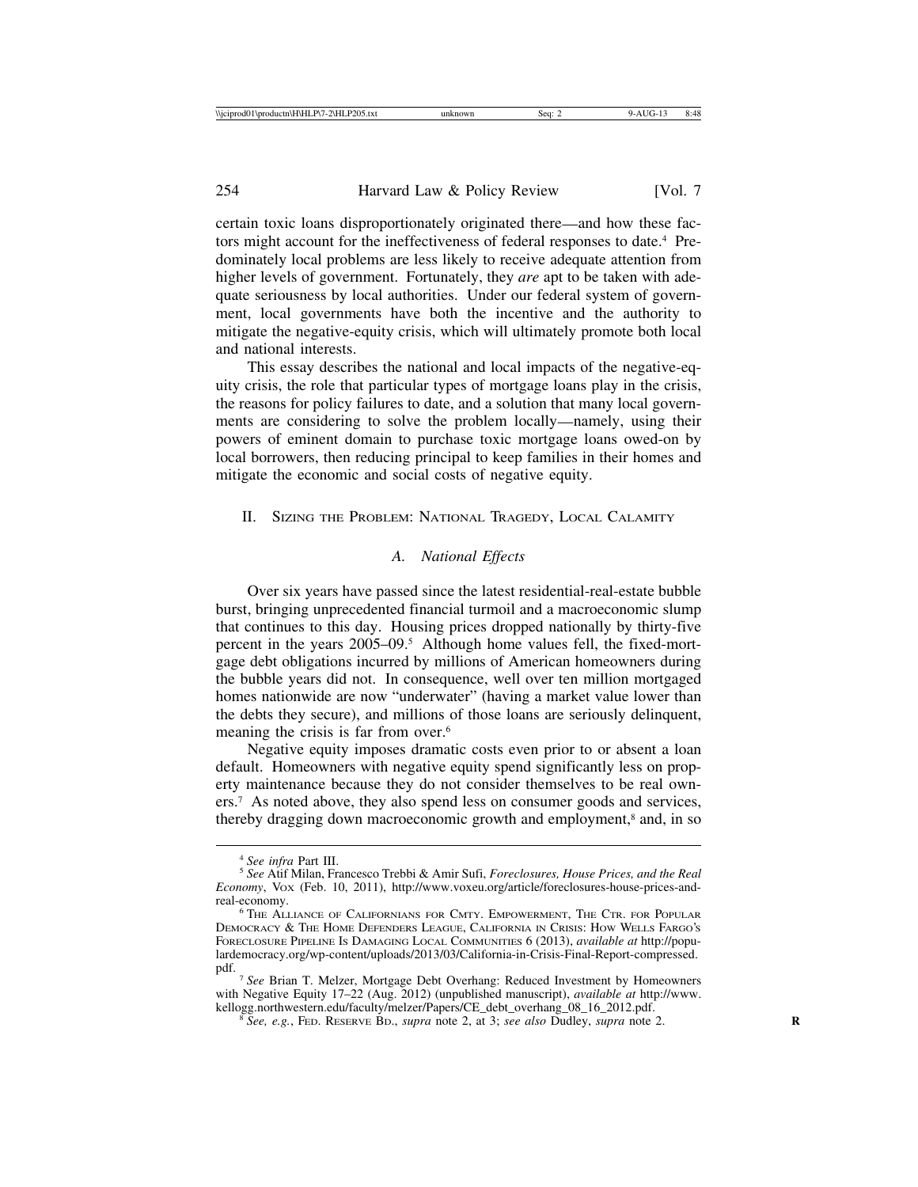certain toxic loans disproportionately originated there—and how these factors might account for the ineffectiveness of federal responses to date.[4] Predominately local problems are less likely to receive adequate attention from higher levels of government. Fortunately, they *are* apt to be taken with adequate seriousness by local authorities. Under our federal system of government, local governments have both the incentive and the authority to mitigate the negative-equity crisis, which will ultimately promote both local and national interests.

This essay describes the national and local impacts of the negative-equity crisis, the role that particular types of mortgage loans play in the crisis, the reasons for policy failures to date, and a solution that many local governments are considering to solve the problem locally—namely, using their powers of eminent domain to purchase toxic mortgage loans owed-on by local borrowers, then reducing principal to keep families in their homes and mitigate the economic and social costs of negative equity.

## II. Sizing the Problem: National Tragedy, Local Calamity

### *A. National Effects*

Over six years have passed since the latest residential-real-estate bubble burst, bringing unprecedented financial turmoil and a macroeconomic slump that continues to this day. Housing prices dropped nationally by thirty-five percent in the years 2005–09.[5] Although home values fell, the fixed-mortgage debt obligations incurred by millions of American homeowners during the bubble years did not. In consequence, well over ten million mortgaged homes nationwide are now "underwater" (having a market value lower than the debts they secure), and millions of those loans are seriously delinquent, meaning the crisis is far from over.[6]

Negative equity imposes dramatic costs even prior to or absent a loan default. Homeowners with negative equity spend significantly less on property maintenance because they do not consider themselves to be real owners.[7] As noted above, they also spend less on consumer goods and services, thereby dragging down macroeconomic growth and employment,[8] and, in so

---

[4] *See infra* Part III.

[5] *See* Atif Milan, Francesco Trebbi & Amir Sufi, *Foreclosures, House Prices, and the Real Economy*, Vox (Feb. 10, 2011), http://www.voxeu.org/article/foreclosures-house-prices-and-real-economy.

[6] The Alliance of Californians for Cmty. Empowerment, The Ctr. for Popular Democracy & The Home Defenders League, California in Crisis: How Wells Fargo's Foreclosure Pipeline Is Damaging Local Communities 6 (2013), *available at* http://populardemocracy.org/wp-content/uploads/2013/03/California-in-Crisis-Final-Report-compressed.pdf.

[7] *See* Brian T. Melzer, Mortgage Debt Overhang: Reduced Investment by Homeowners with Negative Equity 17–22 (Aug. 2012) (unpublished manuscript), *available at* http://www.kellogg.northwestern.edu/faculty/melzer/Papers/CE_debt_overhang_08_16_2012.pdf.

[8] *See, e.g.*, Fed. Reserve Bd., *supra* note 2, at 3; *see also* Dudley, *supra* note 2.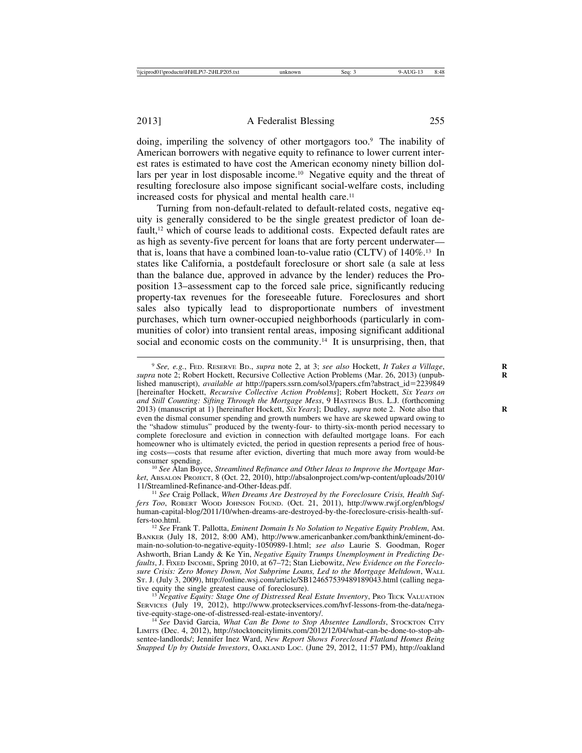doing, imperiling the solvency of other mortgagors too.[9] The inability of American borrowers with negative equity to refinance to lower current interest rates is estimated to have cost the American economy ninety billion dollars per year in lost disposable income.[10] Negative equity and the threat of resulting foreclosure also impose significant social-welfare costs, including increased costs for physical and mental health care.[11]

Turning from non-default-related to default-related costs, negative equity is generally considered to be the single greatest predictor of loan default,[12] which of course leads to additional costs. Expected default rates are as high as seventy-five percent for loans that are forty percent underwater—that is, loans that have a combined loan-to-value ratio (CLTV) of 140%.[13] In states like California, a postdefault foreclosure or short sale (a sale at less than the balance due, approved in advance by the lender) reduces the Proposition 13–assessment cap to the forced sale price, significantly reducing property-tax revenues for the foreseeable future. Foreclosures and short sales also typically lead to disproportionate numbers of investment purchases, which turn owner-occupied neighborhoods (particularly in communities of color) into transient rental areas, imposing significant additional social and economic costs on the community.[14] It is unsurprising, then, that

---

[9] *See, e.g.*, Fed. Reserve Bd., *supra* note 2, at 3; *see also* Hockett, *It Takes a Village*, *supra* note 2; Robert Hockett, Recursive Collective Action Problems (Mar. 26, 2013) (unpublished manuscript), *available at* http://papers.ssrn.com/sol3/papers.cfm?abstract_id=2239849 [hereinafter Hockett, *Recursive Collective Action Problems*]; Robert Hockett, *Six Years on and Still Counting: Sifting Through the Mortgage Mess*, 9 Hastings Bus. L.J. (forthcoming 2013) (manuscript at 1) [hereinafter Hockett, *Six Years*]; Dudley, *supra* note 2. Note also that even the dismal consumer spending and growth numbers we have are skewed upward owing to the "shadow stimulus" produced by the twenty-four- to thirty-six-month period necessary to complete foreclosure and eviction in connection with defaulted mortgage loans. For each homeowner who is ultimately evicted, the period in question represents a period free of housing costs—costs that resume after eviction, diverting that much more away from would-be consumer spending.

[10] *See* Alan Boyce, *Streamlined Refinance and Other Ideas to Improve the Mortgage Market*, Absalon Project, 8 (Oct. 22, 2010), http://absalonproject.com/wp-content/uploads/2010/11/Streamlined-Refinance-and-Other-Ideas.pdf.

[11] *See* Craig Pollack, *When Dreams Are Destroyed by the Foreclosure Crisis, Health Suffers Too*, Robert Wood Johnson Found. (Oct. 21, 2011), http://www.rwjf.org/en/blogs/human-capital-blog/2011/10/when-dreams-are-destroyed-by-the-foreclosure-crisis-health-suffers-too.html.

[12] *See* Frank T. Pallotta, *Eminent Domain Is No Solution to Negative Equity Problem*, Am. Banker (July 18, 2012, 8:00 AM), http://www.americanbanker.com/bankthink/eminent-domain-no-solution-to-negative-equity-1050989-1.html; *see also* Laurie S. Goodman, Roger Ashworth, Brian Landy & Ke Yin, *Negative Equity Trumps Unemployment in Predicting Defaults*, J. Fixed Income, Spring 2010, at 67–72; Stan Liebowitz, *New Evidence on the Foreclosure Crisis: Zero Money Down, Not Subprime Loans, Led to the Mortgage Meltdown*, Wall St. J. (July 3, 2009), http://online.wsj.com/article/SB124657539489189043.html (calling negative equity the single greatest cause of foreclosure).

[13] *Negative Equity: Stage One of Distressed Real Estate Inventory*, Pro Teck Valuation Services (July 19, 2012), http://www.proteckservices.com/hvf-lessons-from-the-data/negative-equity-stage-one-of-distressed-real-estate-inventory/.

[14] *See* David Garcia, *What Can Be Done to Stop Absentee Landlords*, Stockton City Limits (Dec. 4, 2012), http://stocktoncitylimits.com/2012/12/04/what-can-be-done-to-stop-absentee-landlords/; Jennifer Inez Ward, *New Report Shows Foreclosed Flatland Homes Being Snapped Up by Outside Investors*, Oakland Loc. (June 29, 2012, 11:57 PM), http://oakland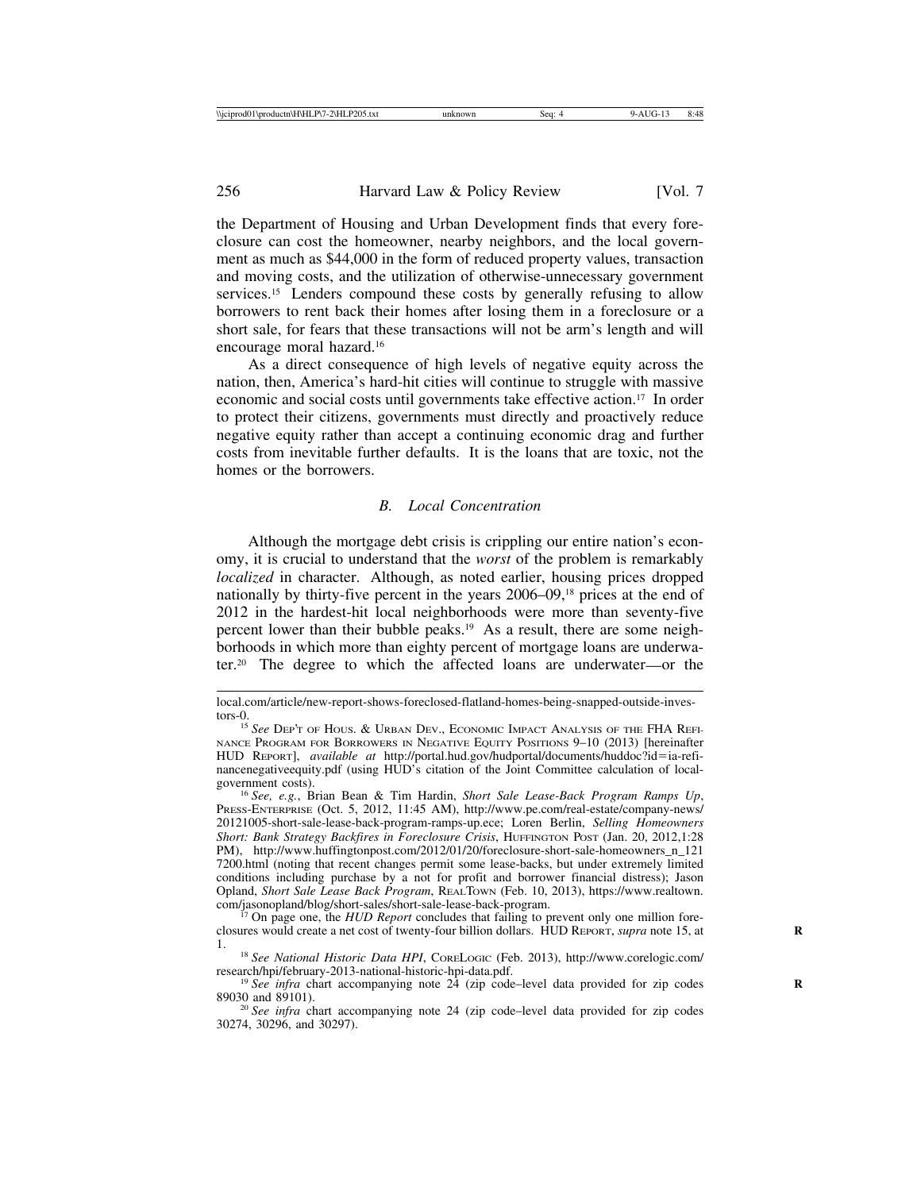the Department of Housing and Urban Development finds that every foreclosure can cost the homeowner, nearby neighbors, and the local government as much as $44,000 in the form of reduced property values, transaction and moving costs, and the utilization of otherwise-unnecessary government services.[15] Lenders compound these costs by generally refusing to allow borrowers to rent back their homes after losing them in a foreclosure or a short sale, for fears that these transactions will not be arm's length and will encourage moral hazard.[16]

As a direct consequence of high levels of negative equity across the nation, then, America's hard-hit cities will continue to struggle with massive economic and social costs until governments take effective action.[17] In order to protect their citizens, governments must directly and proactively reduce negative equity rather than accept a continuing economic drag and further costs from inevitable further defaults. It is the loans that are toxic, not the homes or the borrowers.

### *B. Local Concentration*

Although the mortgage debt crisis is crippling our entire nation's economy, it is crucial to understand that the *worst* of the problem is remarkably *localized* in character. Although, as noted earlier, housing prices dropped nationally by thirty-five percent in the years 2006–09,[18] prices at the end of 2012 in the hardest-hit local neighborhoods were more than seventy-five percent lower than their bubble peaks.[19] As a result, there are some neighborhoods in which more than eighty percent of mortgage loans are underwater.[20] The degree to which the affected loans are underwater—or the

---

local.com/article/new-report-shows-foreclosed-flatland-homes-being-snapped-outside-investors-0.

[15] *See* DEP'T OF HOUS. & URBAN DEV., ECONOMIC IMPACT ANALYSIS OF THE FHA REFINANCE PROGRAM FOR BORROWERS IN NEGATIVE EQUITY POSITIONS 9–10 (2013) [hereinafter HUD REPORT], *available at* http://portal.hud.gov/hudportal/documents/huddoc?id=ia-refinancenegativeequity.pdf (using HUD's citation of the Joint Committee calculation of local-government costs).

[16] *See, e.g.*, Brian Bean & Tim Hardin, *Short Sale Lease-Back Program Ramps Up*, PRESS-ENTERPRISE (Oct. 5, 2012, 11:45 AM), http://www.pe.com/real-estate/company-news/20121005-short-sale-lease-back-program-ramps-up.ece; Loren Berlin, *Selling Homeowners Short: Bank Strategy Backfires in Foreclosure Crisis*, HUFFINGTON POST (Jan. 20, 2012,1:28 PM), http://www.huffingtonpost.com/2012/01/20/foreclosure-short-sale-homeowners_n_1217200.html (noting that recent changes permit some lease-backs, but under extremely limited conditions including purchase by a not for profit and borrower financial distress); Jason Opland, *Short Sale Lease Back Program*, REALTOWN (Feb. 10, 2013), https://www.realtown.com/jasonopland/blog/short-sales/short-sale-lease-back-program.

[17] On page one, the *HUD Report* concludes that failing to prevent only one million foreclosures would create a net cost of twenty-four billion dollars. HUD REPORT, *supra* note 15, at 1.

[18] *See National Historic Data HPI*, CORELOGIC (Feb. 2013), http://www.corelogic.com/research/hpi/february-2013-national-historic-hpi-data.pdf.

[19] *See infra* chart accompanying note 24 (zip code–level data provided for zip codes 89030 and 89101).

[20] *See infra* chart accompanying note 24 (zip code–level data provided for zip codes 30274, 30296, and 30297).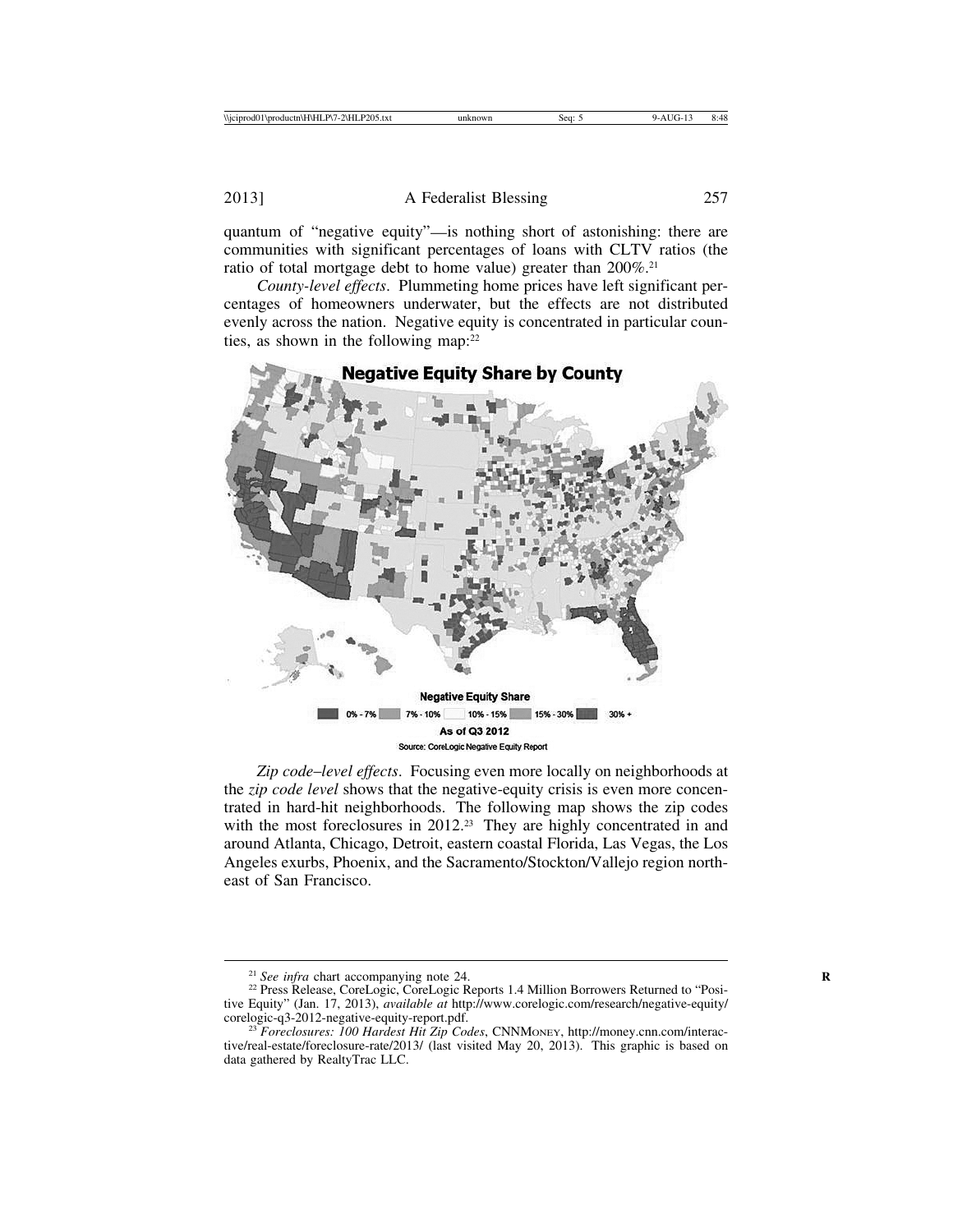quantum of "negative equity"—is nothing short of astonishing: there are communities with significant percentages of loans with CLTV ratios (the ratio of total mortgage debt to home value) greater than 200%.[21]

*County-level effects*. Plummeting home prices have left significant percentages of homeowners underwater, but the effects are not distributed evenly across the nation. Negative equity is concentrated in particular counties, as shown in the following map:[22]

**Negative Equity Share by County**

Negative Equity Share

0% - 7%

7% - 10%

10% - 15%

15% - 30%

30% +

As of Q3 2012

Source: CoreLogic Negative Equity Report

*Zip code–level effects*. Focusing even more locally on neighborhoods at the *zip code level* shows that the negative-equity crisis is even more concentrated in hard-hit neighborhoods. The following map shows the zip codes with the most foreclosures in 2012.[23] They are highly concentrated in and around Atlanta, Chicago, Detroit, eastern coastal Florida, Las Vegas, the Los Angeles exurbs, Phoenix, and the Sacramento/Stockton/Vallejo region northeast of San Francisco.

---

[21] *See infra* chart accompanying note 24.

[22] Press Release, CoreLogic, CoreLogic Reports 1.4 Million Borrowers Returned to "Positive Equity" (Jan. 17, 2013), *available at* http://www.corelogic.com/research/negative-equity/corelogic-q3-2012-negative-equity-report.pdf.

[23] *Foreclosures: 100 Hardest Hit Zip Codes*, CNNMONEY, http://money.cnn.com/interactive/real-estate/foreclosure-rate/2013/ (last visited May 20, 2013). This graphic is based on data gathered by RealtyTrac LLC.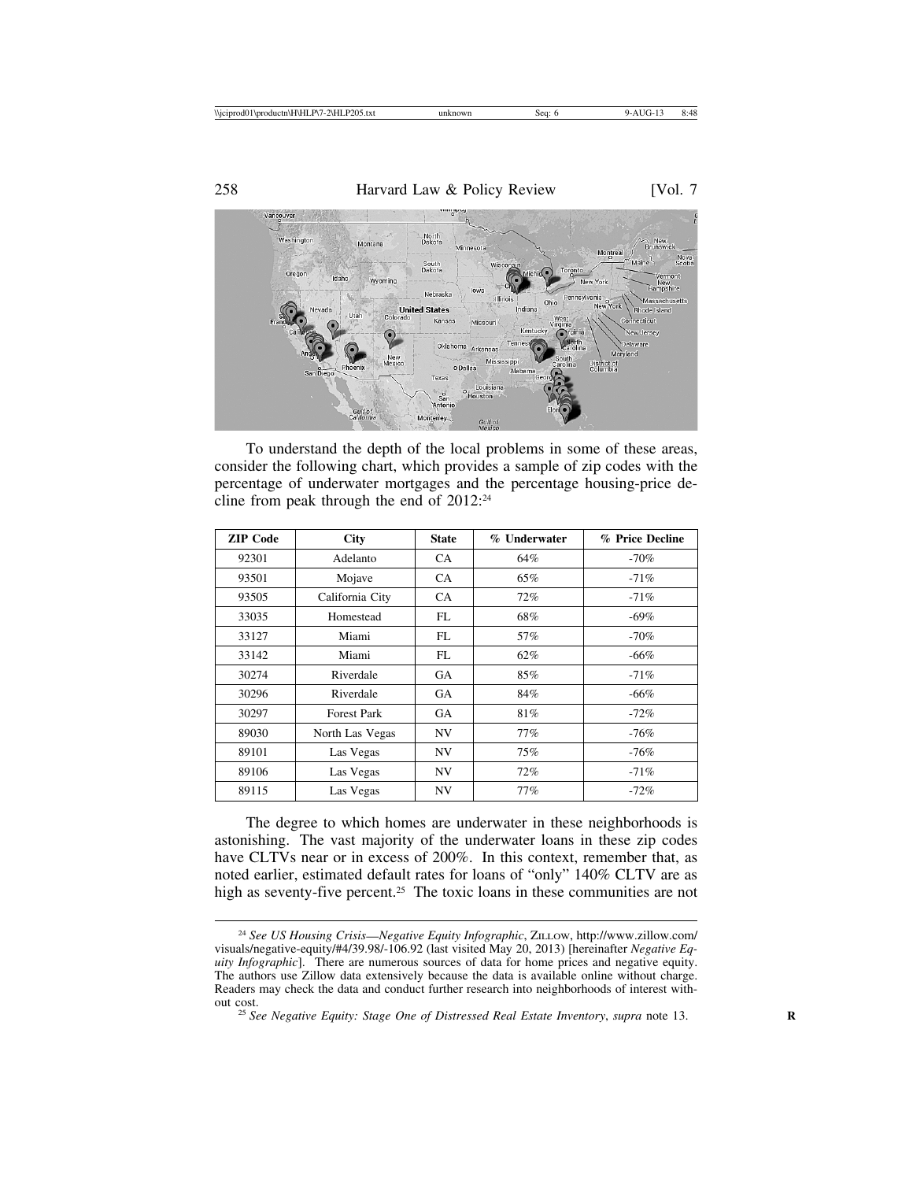To understand the depth of the local problems in some of these areas, consider the following chart, which provides a sample of zip codes with the percentage of underwater mortgages and the percentage housing-price decline from peak through the end of 2012:[24]

| ZIP Code | City | State | % Underwater | % Price Decline |
|---|---|---|---|---|
| 92301 | Adelanto | CA | 64% | -70% |
| 93501 | Mojave | CA | 65% | -71% |
| 93505 | California City | CA | 72% | -71% |
| 33035 | Homestead | FL | 68% | -69% |
| 33127 | Miami | FL | 57% | -70% |
| 33142 | Miami | FL | 62% | -66% |
| 30274 | Riverdale | GA | 85% | -71% |
| 30296 | Riverdale | GA | 84% | -66% |
| 30297 | Forest Park | GA | 81% | -72% |
| 89030 | North Las Vegas | NV | 77% | -76% |
| 89101 | Las Vegas | NV | 75% | -76% |
| 89106 | Las Vegas | NV | 72% | -71% |
| 89115 | Las Vegas | NV | 77% | -72% |

The degree to which homes are underwater in these neighborhoods is astonishing. The vast majority of the underwater loans in these zip codes have CLTVs near or in excess of 200%. In this context, remember that, as noted earlier, estimated default rates for loans of "only" 140% CLTV are as high as seventy-five percent.[25] The toxic loans in these communities are not

[24] *See US Housing Crisis—Negative Equity Infographic*, ZILLOW, http://www.zillow.com/visuals/negative-equity/#4/39.98/-106.92 (last visited May 20, 2013) [hereinafter *Negative Equity Infographic*]. There are numerous sources of data for home prices and negative equity. The authors use Zillow data extensively because the data is available online without charge. Readers may check the data and conduct further research into neighborhoods of interest without cost.

[25] *See Negative Equity: Stage One of Distressed Real Estate Inventory*, *supra* note 13.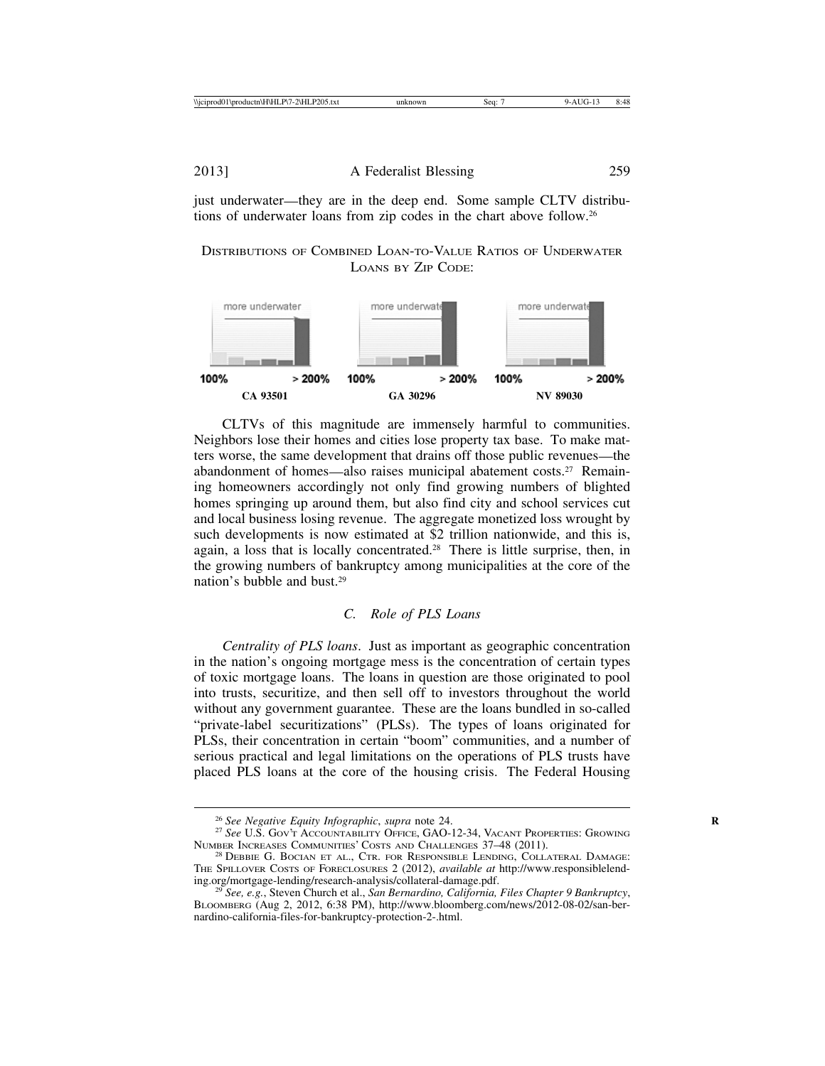just underwater—they are in the deep end. Some sample CLTV distributions of underwater loans from zip codes in the chart above follow.[26]

DISTRIBUTIONS OF COMBINED LOAN-TO-VALUE RATIOS OF UNDERWATER LOANS BY ZIP CODE:

more underwater

100% > 200%

CA 93501

more underwater

100% > 200%

GA 30296

more underwater

100% > 200%

NV 89030

CLTVs of this magnitude are immensely harmful to communities. Neighbors lose their homes and cities lose property tax base. To make matters worse, the same development that drains off those public revenues—the abandonment of homes—also raises municipal abatement costs.[27] Remaining homeowners accordingly not only find growing numbers of blighted homes springing up around them, but also find city and school services cut and local business losing revenue. The aggregate monetized loss wrought by such developments is now estimated at $2 trillion nationwide, and this is, again, a loss that is locally concentrated.[28] There is little surprise, then, in the growing numbers of bankruptcy among municipalities at the core of the nation's bubble and bust.[29]

### *C. Role of PLS Loans*

*Centrality of PLS loans*. Just as important as geographic concentration in the nation's ongoing mortgage mess is the concentration of certain types of toxic mortgage loans. The loans in question are those originated to pool into trusts, securitize, and then sell off to investors throughout the world without any government guarantee. These are the loans bundled in so-called "private-label securitizations" (PLSs). The types of loans originated for PLSs, their concentration in certain "boom" communities, and a number of serious practical and legal limitations on the operations of PLS trusts have placed PLS loans at the core of the housing crisis. The Federal Housing

---

[26] *See Negative Equity Infographic*, *supra* note 24.

[27] *See* U.S. GOV'T ACCOUNTABILITY OFFICE, GAO-12-34, VACANT PROPERTIES: GROWING NUMBER INCREASES COMMUNITIES' COSTS AND CHALLENGES 37–48 (2011).

[28] DEBBIE G. BOCIAN ET AL., CTR. FOR RESPONSIBLE LENDING, COLLATERAL DAMAGE: THE SPILLOVER COSTS OF FORECLOSURES 2 (2012), *available at* http://www.responsiblelending.org/mortgage-lending/research-analysis/collateral-damage.pdf.

[29] *See, e.g.*, Steven Church et al., *San Bernardino, California, Files Chapter 9 Bankruptcy*, BLOOMBERG (Aug 2, 2012, 6:38 PM), http://www.bloomberg.com/news/2012-08-02/san-bernardino-california-files-for-bankruptcy-protection-2-.html.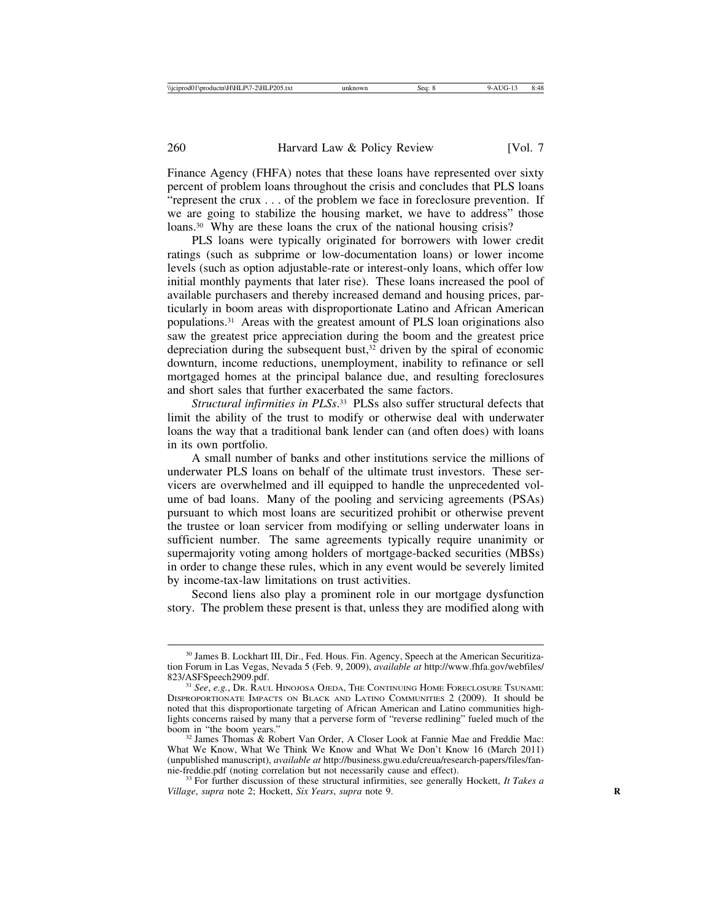Finance Agency (FHFA) notes that these loans have represented over sixty percent of problem loans throughout the crisis and concludes that PLS loans "represent the crux . . . of the problem we face in foreclosure prevention. If we are going to stabilize the housing market, we have to address" those loans.[30] Why are these loans the crux of the national housing crisis?

PLS loans were typically originated for borrowers with lower credit ratings (such as subprime or low-documentation loans) or lower income levels (such as option adjustable-rate or interest-only loans, which offer low initial monthly payments that later rise). These loans increased the pool of available purchasers and thereby increased demand and housing prices, particularly in boom areas with disproportionate Latino and African American populations.[31] Areas with the greatest amount of PLS loan originations also saw the greatest price appreciation during the boom and the greatest price depreciation during the subsequent bust,[32] driven by the spiral of economic downturn, income reductions, unemployment, inability to refinance or sell mortgaged homes at the principal balance due, and resulting foreclosures and short sales that further exacerbated the same factors.

*Structural infirmities in PLSs*.[33] PLSs also suffer structural defects that limit the ability of the trust to modify or otherwise deal with underwater loans the way that a traditional bank lender can (and often does) with loans in its own portfolio.

A small number of banks and other institutions service the millions of underwater PLS loans on behalf of the ultimate trust investors. These servicers are overwhelmed and ill equipped to handle the unprecedented volume of bad loans. Many of the pooling and servicing agreements (PSAs) pursuant to which most loans are securitized prohibit or otherwise prevent the trustee or loan servicer from modifying or selling underwater loans in sufficient number. The same agreements typically require unanimity or supermajority voting among holders of mortgage-backed securities (MBSs) in order to change these rules, which in any event would be severely limited by income-tax-law limitations on trust activities.

Second liens also play a prominent role in our mortgage dysfunction story. The problem these present is that, unless they are modified along with

---

[30] James B. Lockhart III, Dir., Fed. Hous. Fin. Agency, Speech at the American Securitization Forum in Las Vegas, Nevada 5 (Feb. 9, 2009), *available at* http://www.fhfa.gov/webfiles/823/ASFSpeech2909.pdf.

[31] *See*, *e.g.*, Dr. Raul Hinojosa Ojeda, The Continuing Home Foreclosure Tsunami: Disproportionate Impacts on Black and Latino Communities 2 (2009). It should be noted that this disproportionate targeting of African American and Latino communities highlights concerns raised by many that a perverse form of "reverse redlining" fueled much of the boom in "the boom years."

[32] James Thomas & Robert Van Order, A Closer Look at Fannie Mae and Freddie Mac: What We Know, What We Think We Know and What We Don't Know 16 (March 2011) (unpublished manuscript), *available at* http://business.gwu.edu/creua/research-papers/files/fannie-freddie.pdf (noting correlation but not necessarily cause and effect).

[33] For further discussion of these structural infirmities, see generally Hockett, *It Takes a Village*, *supra* note 2; Hockett, *Six Years*, *supra* note 9.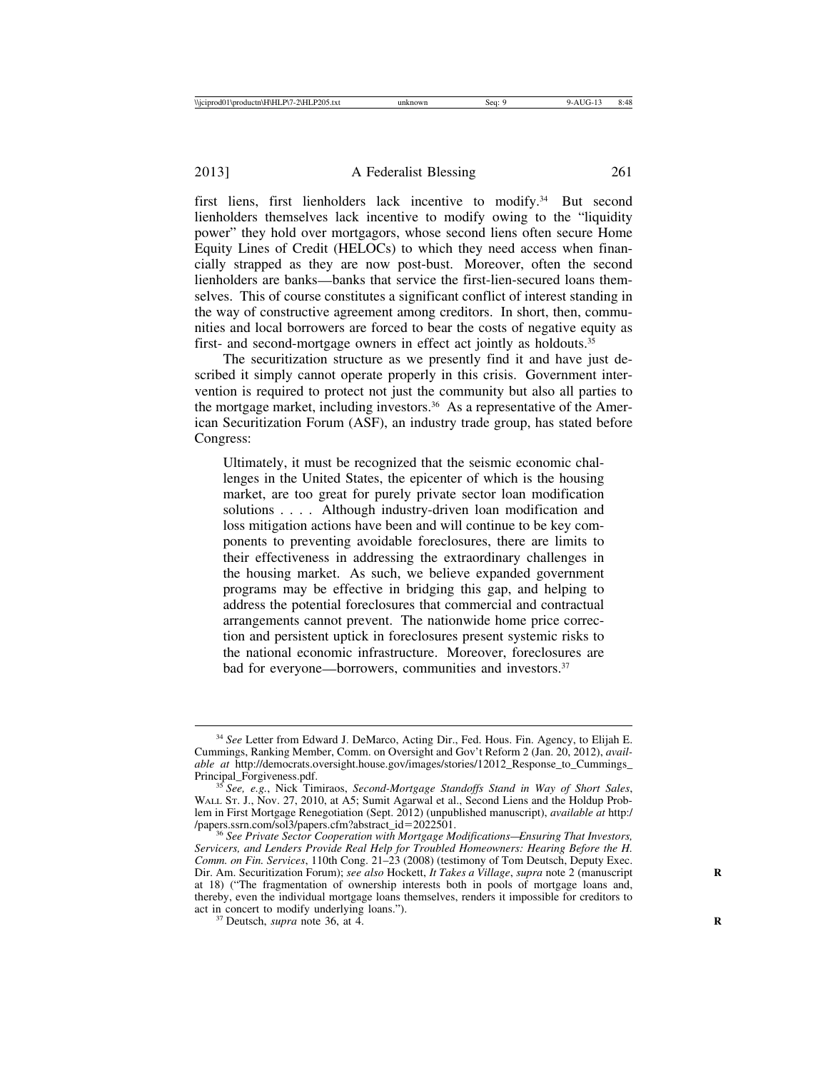first liens, first lienholders lack incentive to modify.[34] But second lienholders themselves lack incentive to modify owing to the "liquidity power" they hold over mortgagors, whose second liens often secure Home Equity Lines of Credit (HELOCs) to which they need access when financially strapped as they are now post-bust. Moreover, often the second lienholders are banks—banks that service the first-lien-secured loans themselves. This of course constitutes a significant conflict of interest standing in the way of constructive agreement among creditors. In short, then, communities and local borrowers are forced to bear the costs of negative equity as first- and second-mortgage owners in effect act jointly as holdouts.[35]

The securitization structure as we presently find it and have just described it simply cannot operate properly in this crisis. Government intervention is required to protect not just the community but also all parties to the mortgage market, including investors.[36] As a representative of the American Securitization Forum (ASF), an industry trade group, has stated before Congress:

> Ultimately, it must be recognized that the seismic economic challenges in the United States, the epicenter of which is the housing market, are too great for purely private sector loan modification solutions . . . . Although industry-driven loan modification and loss mitigation actions have been and will continue to be key components to preventing avoidable foreclosures, there are limits to their effectiveness in addressing the extraordinary challenges in the housing market. As such, we believe expanded government programs may be effective in bridging this gap, and helping to address the potential foreclosures that commercial and contractual arrangements cannot prevent. The nationwide home price correction and persistent uptick in foreclosures present systemic risks to the national economic infrastructure. Moreover, foreclosures are bad for everyone—borrowers, communities and investors.[37]

---

[34] *See* Letter from Edward J. DeMarco, Acting Dir., Fed. Hous. Fin. Agency, to Elijah E. Cummings, Ranking Member, Comm. on Oversight and Gov't Reform 2 (Jan. 20, 2012), *available at* http://democrats.oversight.house.gov/images/stories/12012_Response_to_Cummings_Principal_Forgiveness.pdf.

[35] *See, e.g.*, Nick Timiraos, *Second-Mortgage Standoffs Stand in Way of Short Sales*, WALL ST. J., Nov. 27, 2010, at A5; Sumit Agarwal et al., Second Liens and the Holdup Problem in First Mortgage Renegotiation (Sept. 2012) (unpublished manuscript), *available at* http://papers.ssrn.com/sol3/papers.cfm?abstract_id=2022501.

[36] *See Private Sector Cooperation with Mortgage Modifications—Ensuring That Investors, Servicers, and Lenders Provide Real Help for Troubled Homeowners: Hearing Before the H. Comm. on Fin. Services*, 110th Cong. 21–23 (2008) (testimony of Tom Deutsch, Deputy Exec. Dir. Am. Securitization Forum); *see also* Hockett, *It Takes a Village*, *supra* note 2 (manuscript at 18) ("The fragmentation of ownership interests both in pools of mortgage loans and, thereby, even the individual mortgage loans themselves, renders it impossible for creditors to act in concert to modify underlying loans.").

[37] Deutsch, *supra* note 36, at 4.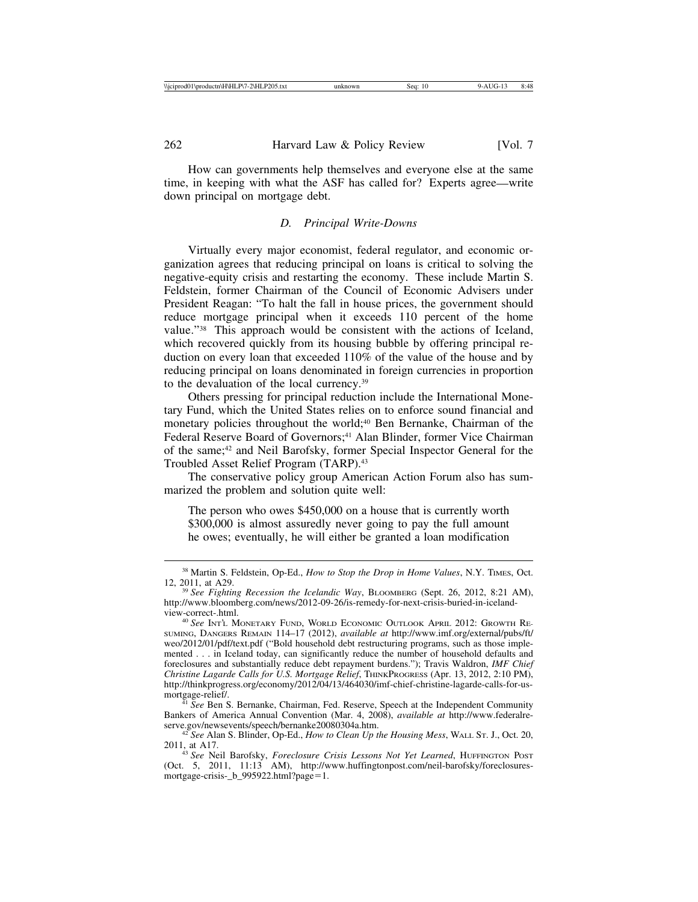How can governments help themselves and everyone else at the same time, in keeping with what the ASF has called for? Experts agree—write down principal on mortgage debt.

### *D. Principal Write-Downs*

Virtually every major economist, federal regulator, and economic organization agrees that reducing principal on loans is critical to solving the negative-equity crisis and restarting the economy. These include Martin S. Feldstein, former Chairman of the Council of Economic Advisers under President Reagan: "To halt the fall in house prices, the government should reduce mortgage principal when it exceeds 110 percent of the home value."[38] This approach would be consistent with the actions of Iceland, which recovered quickly from its housing bubble by offering principal reduction on every loan that exceeded 110% of the value of the house and by reducing principal on loans denominated in foreign currencies in proportion to the devaluation of the local currency.[39]

Others pressing for principal reduction include the International Monetary Fund, which the United States relies on to enforce sound financial and monetary policies throughout the world;[40] Ben Bernanke, Chairman of the Federal Reserve Board of Governors;[41] Alan Blinder, former Vice Chairman of the same;[42] and Neil Barofsky, former Special Inspector General for the Troubled Asset Relief Program (TARP).[43]

The conservative policy group American Action Forum also has summarized the problem and solution quite well:

> The person who owes $450,000 on a house that is currently worth $300,000 is almost assuredly never going to pay the full amount he owes; eventually, he will either be granted a loan modification

---

[38] Martin S. Feldstein, Op-Ed., *How to Stop the Drop in Home Values*, N.Y. TIMES, Oct. 12, 2011, at A29.

[39] *See Fighting Recession the Icelandic Way*, BLOOMBERG (Sept. 26, 2012, 8:21 AM), http://www.bloomberg.com/news/2012-09-26/is-remedy-for-next-crisis-buried-in-iceland-view-correct-.html.

[40] *See* INT'L MONETARY FUND, WORLD ECONOMIC OUTLOOK APRIL 2012: GROWTH RESUMING, DANGERS REMAIN 114–17 (2012), *available at* http://www.imf.org/external/pubs/ft/weo/2012/01/pdf/text.pdf ("Bold household debt restructuring programs, such as those implemented . . . in Iceland today, can significantly reduce the number of household defaults and foreclosures and substantially reduce debt repayment burdens."); Travis Waldron, *IMF Chief Christine Lagarde Calls for U.S. Mortgage Relief*, THINKPROGRESS (Apr. 13, 2012, 2:10 PM), http://thinkprogress.org/economy/2012/04/13/464030/imf-chief-christine-lagarde-calls-for-us-mortgage-relief/.

[41] *See* Ben S. Bernanke, Chairman, Fed. Reserve, Speech at the Independent Community Bankers of America Annual Convention (Mar. 4, 2008), *available at* http://www.federalreserve.gov/newsevents/speech/bernanke20080304a.htm.

[42] *See* Alan S. Blinder, Op-Ed., *How to Clean Up the Housing Mess*, WALL ST. J., Oct. 20, 2011, at A17.

[43] *See* Neil Barofsky, *Foreclosure Crisis Lessons Not Yet Learned*, HUFFINGTON POST (Oct. 5, 2011, 11:13 AM), http://www.huffingtonpost.com/neil-barofsky/foreclosures-mortgage-crisis-_b_995922.html?page=1.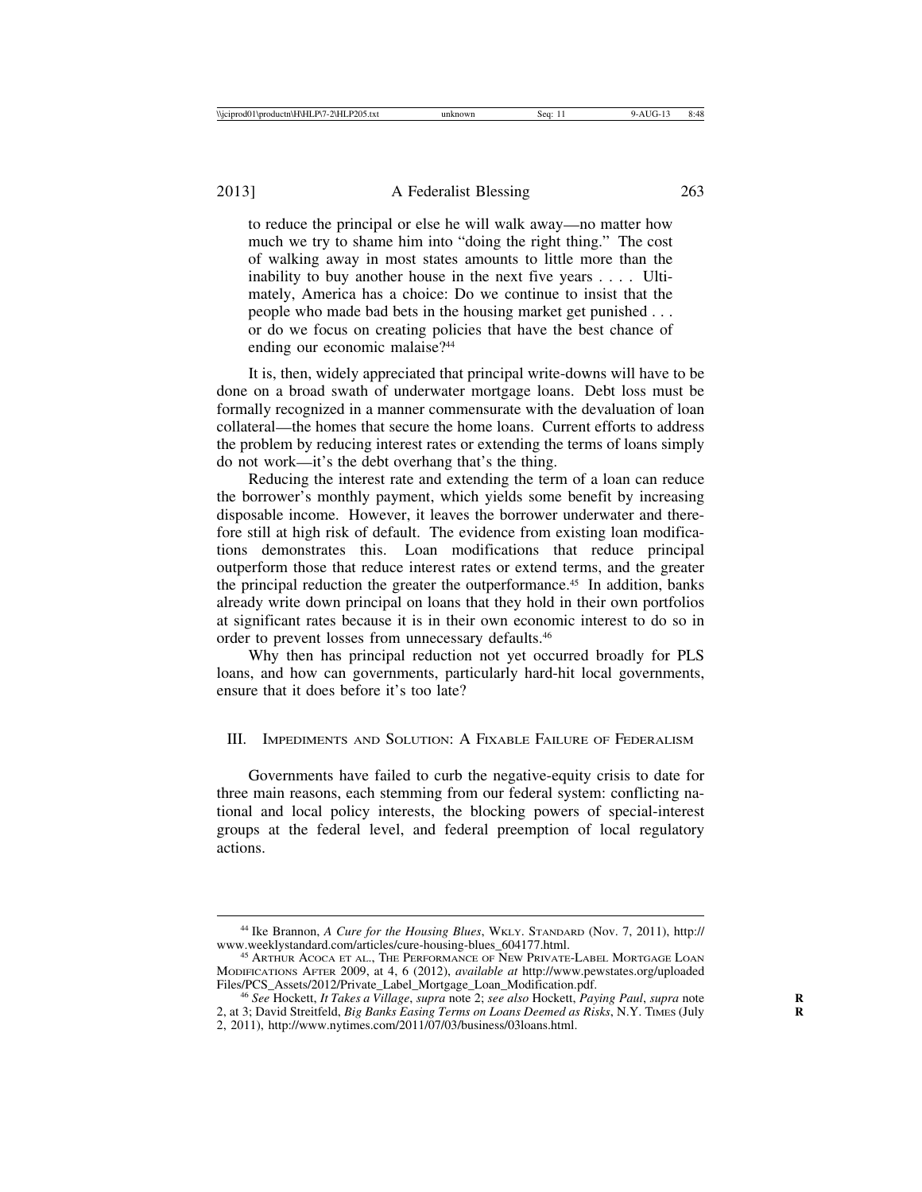to reduce the principal or else he will walk away—no matter how much we try to shame him into "doing the right thing." The cost of walking away in most states amounts to little more than the inability to buy another house in the next five years . . . . Ultimately, America has a choice: Do we continue to insist that the people who made bad bets in the housing market get punished . . . or do we focus on creating policies that have the best chance of ending our economic malaise?[44]

It is, then, widely appreciated that principal write-downs will have to be done on a broad swath of underwater mortgage loans. Debt loss must be formally recognized in a manner commensurate with the devaluation of loan collateral—the homes that secure the home loans. Current efforts to address the problem by reducing interest rates or extending the terms of loans simply do not work—it's the debt overhang that's the thing.

Reducing the interest rate and extending the term of a loan can reduce the borrower's monthly payment, which yields some benefit by increasing disposable income. However, it leaves the borrower underwater and therefore still at high risk of default. The evidence from existing loan modifications demonstrates this. Loan modifications that reduce principal outperform those that reduce interest rates or extend terms, and the greater the principal reduction the greater the outperformance.[45] In addition, banks already write down principal on loans that they hold in their own portfolios at significant rates because it is in their own economic interest to do so in order to prevent losses from unnecessary defaults.[46]

Why then has principal reduction not yet occurred broadly for PLS loans, and how can governments, particularly hard-hit local governments, ensure that it does before it's too late?

## III. Impediments and Solution: A Fixable Failure of Federalism

Governments have failed to curb the negative-equity crisis to date for three main reasons, each stemming from our federal system: conflicting national and local policy interests, the blocking powers of special-interest groups at the federal level, and federal preemption of local regulatory actions.

---

[44] Ike Brannon, *A Cure for the Housing Blues*, Wkly. Standard (Nov. 7, 2011), http://www.weeklystandard.com/articles/cure-housing-blues_604177.html.

[45] Arthur Acoca et al., The Performance of New Private-Label Mortgage Loan Modifications After 2009, at 4, 6 (2012), *available at* http://www.pewstates.org/uploadedFiles/PCS_Assets/2012/Private_Label_Mortgage_Loan_Modification.pdf.

[46] *See* Hockett, *It Takes a Village*, *supra* note 2; *see also* Hockett, *Paying Paul*, *supra* note 2, at 3; David Streitfeld, *Big Banks Easing Terms on Loans Deemed as Risks*, N.Y. Times (July 2, 2011), http://www.nytimes.com/2011/07/03/business/03loans.html.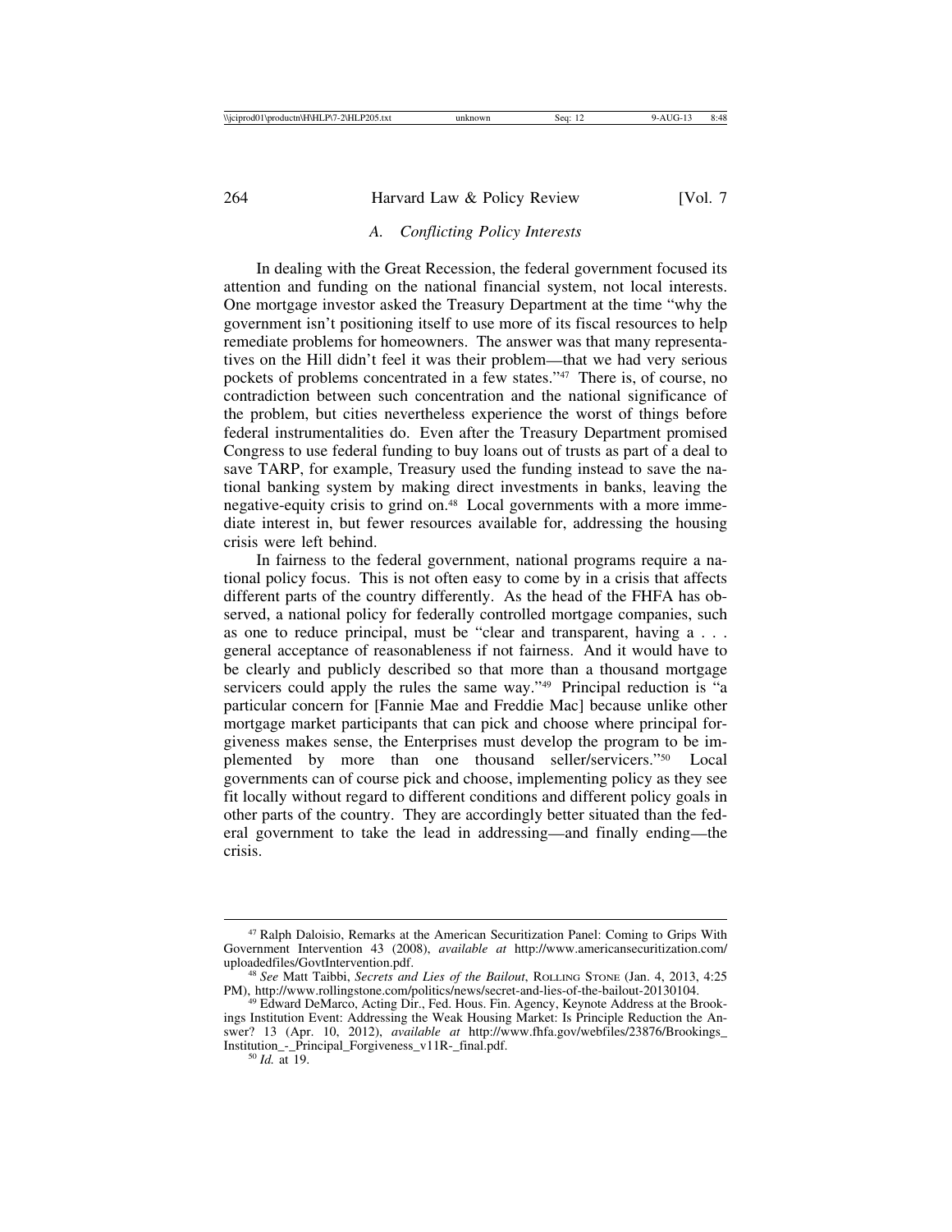### A. *Conflicting Policy Interests*

In dealing with the Great Recession, the federal government focused its attention and funding on the national financial system, not local interests. One mortgage investor asked the Treasury Department at the time "why the government isn't positioning itself to use more of its fiscal resources to help remediate problems for homeowners. The answer was that many representatives on the Hill didn't feel it was their problem—that we had very serious pockets of problems concentrated in a few states."[47] There is, of course, no contradiction between such concentration and the national significance of the problem, but cities nevertheless experience the worst of things before federal instrumentalities do. Even after the Treasury Department promised Congress to use federal funding to buy loans out of trusts as part of a deal to save TARP, for example, Treasury used the funding instead to save the national banking system by making direct investments in banks, leaving the negative-equity crisis to grind on.[48] Local governments with a more immediate interest in, but fewer resources available for, addressing the housing crisis were left behind.

In fairness to the federal government, national programs require a national policy focus. This is not often easy to come by in a crisis that affects different parts of the country differently. As the head of the FHFA has observed, a national policy for federally controlled mortgage companies, such as one to reduce principal, must be "clear and transparent, having a . . . general acceptance of reasonableness if not fairness. And it would have to be clearly and publicly described so that more than a thousand mortgage servicers could apply the rules the same way."[49] Principal reduction is "a particular concern for [Fannie Mae and Freddie Mac] because unlike other mortgage market participants that can pick and choose where principal forgiveness makes sense, the Enterprises must develop the program to be implemented by more than one thousand seller/servicers."[50] Local governments can of course pick and choose, implementing policy as they see fit locally without regard to different conditions and different policy goals in other parts of the country. They are accordingly better situated than the federal government to take the lead in addressing—and finally ending—the crisis.

---

[47] Ralph Daloisio, Remarks at the American Securitization Panel: Coming to Grips With Government Intervention 43 (2008), *available at* http://www.americansecuritization.com/uploadedfiles/GovtIntervention.pdf.

[48] *See* Matt Taibbi, *Secrets and Lies of the Bailout*, ROLLING STONE (Jan. 4, 2013, 4:25 PM), http://www.rollingstone.com/politics/news/secret-and-lies-of-the-bailout-20130104.

[49] Edward DeMarco, Acting Dir., Fed. Hous. Fin. Agency, Keynote Address at the Brookings Institution Event: Addressing the Weak Housing Market: Is Principle Reduction the Answer? 13 (Apr. 10, 2012), *available at* http://www.fhfa.gov/webfiles/23876/Brookings_Institution_-_Principal_Forgiveness_v11R-_final.pdf.

[50] *Id.* at 19.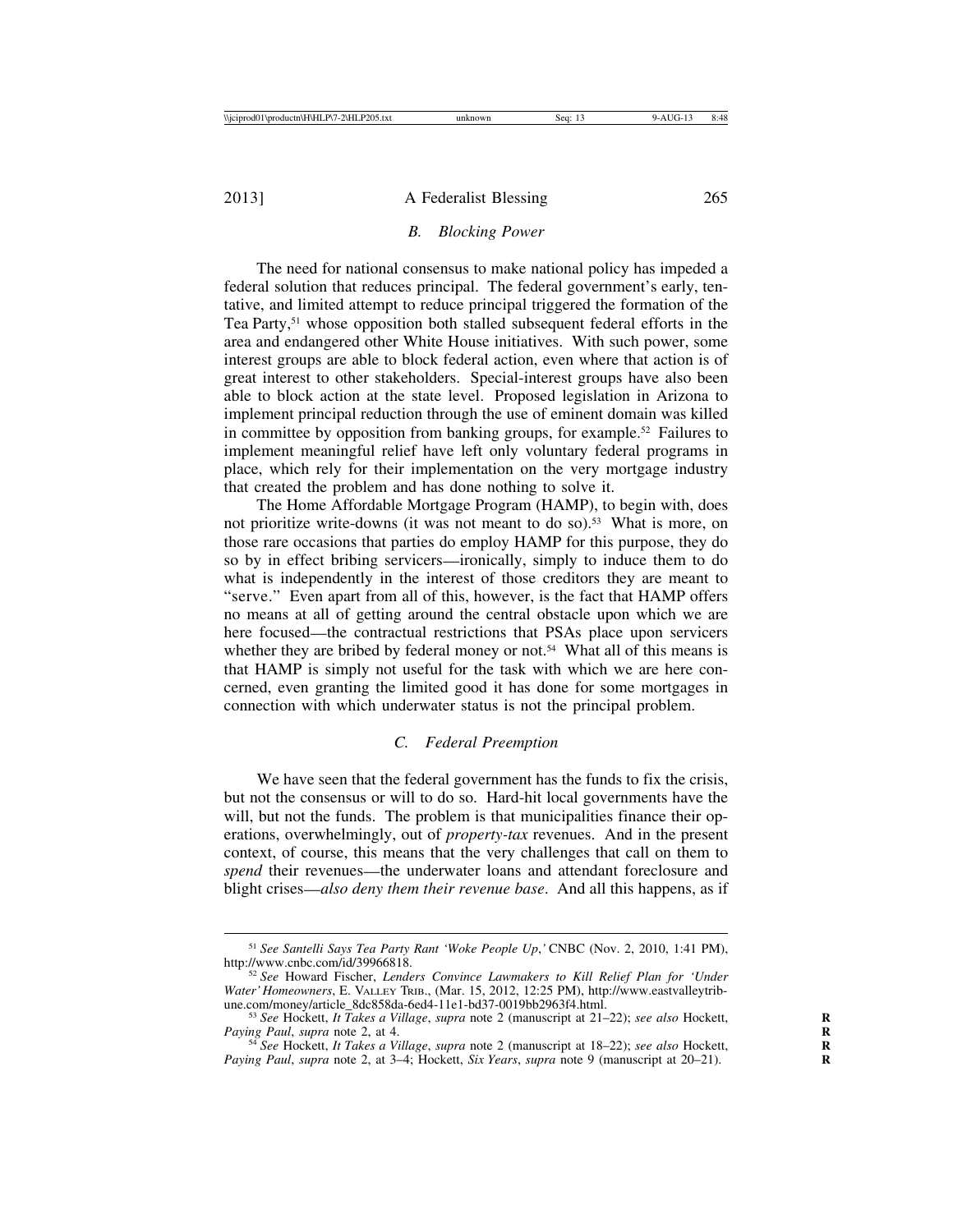### *B. Blocking Power*

The need for national consensus to make national policy has impeded a federal solution that reduces principal. The federal government's early, tentative, and limited attempt to reduce principal triggered the formation of the Tea Party,[51] whose opposition both stalled subsequent federal efforts in the area and endangered other White House initiatives. With such power, some interest groups are able to block federal action, even where that action is of great interest to other stakeholders. Special-interest groups have also been able to block action at the state level. Proposed legislation in Arizona to implement principal reduction through the use of eminent domain was killed in committee by opposition from banking groups, for example.[52] Failures to implement meaningful relief have left only voluntary federal programs in place, which rely for their implementation on the very mortgage industry that created the problem and has done nothing to solve it.

The Home Affordable Mortgage Program (HAMP), to begin with, does not prioritize write-downs (it was not meant to do so).[53] What is more, on those rare occasions that parties do employ HAMP for this purpose, they do so by in effect bribing servicers—ironically, simply to induce them to do what is independently in the interest of those creditors they are meant to "serve." Even apart from all of this, however, is the fact that HAMP offers no means at all of getting around the central obstacle upon which we are here focused—the contractual restrictions that PSAs place upon servicers whether they are bribed by federal money or not.[54] What all of this means is that HAMP is simply not useful for the task with which we are here concerned, even granting the limited good it has done for some mortgages in connection with which underwater status is not the principal problem.

### *C. Federal Preemption*

We have seen that the federal government has the funds to fix the crisis, but not the consensus or will to do so. Hard-hit local governments have the will, but not the funds. The problem is that municipalities finance their operations, overwhelmingly, out of *property-tax* revenues. And in the present context, of course, this means that the very challenges that call on them to *spend* their revenues—the underwater loans and attendant foreclosure and blight crises—*also deny them their revenue base*. And all this happens, as if

---

[51] *See Santelli Says Tea Party Rant 'Woke People Up*,*'* CNBC (Nov. 2, 2010, 1:41 PM), http://www.cnbc.com/id/39966818.

[52] *See* Howard Fischer, *Lenders Convince Lawmakers to Kill Relief Plan for 'Under Water' Homeowners*, E. VALLEY TRIB., (Mar. 15, 2012, 12:25 PM), http://www.eastvalleytribune.com/money/article_8dc858da-6ed4-11e1-bd37-0019bb2963f4.html.

[53] *See* Hockett, *It Takes a Village*, *supra* note 2 (manuscript at 21–22); *see also* Hockett, *Paying Paul*, *supra* note 2, at 4.

[54] *See* Hockett, *It Takes a Village*, *supra* note 2 (manuscript at 18–22); *see also* Hockett, *Paying Paul*, *supra* note 2, at 3–4; Hockett, *Six Years*, *supra* note 9 (manuscript at 20–21).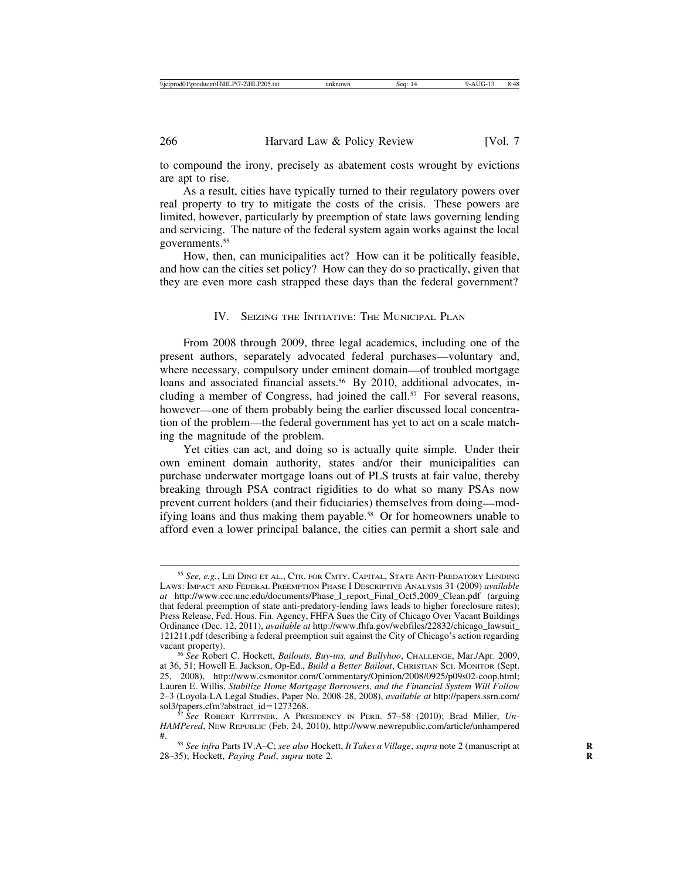to compound the irony, precisely as abatement costs wrought by evictions are apt to rise.

As a result, cities have typically turned to their regulatory powers over real property to try to mitigate the costs of the crisis. These powers are limited, however, particularly by preemption of state laws governing lending and servicing. The nature of the federal system again works against the local governments.[55]

How, then, can municipalities act? How can it be politically feasible, and how can the cities set policy? How can they do so practically, given that they are even more cash strapped these days than the federal government?

## IV. Seizing the Initiative: The Municipal Plan

From 2008 through 2009, three legal academics, including one of the present authors, separately advocated federal purchases—voluntary and, where necessary, compulsory under eminent domain—of troubled mortgage loans and associated financial assets.[56] By 2010, additional advocates, including a member of Congress, had joined the call.[57] For several reasons, however—one of them probably being the earlier discussed local concentration of the problem—the federal government has yet to act on a scale matching the magnitude of the problem.

Yet cities can act, and doing so is actually quite simple. Under their own eminent domain authority, states and/or their municipalities can purchase underwater mortgage loans out of PLS trusts at fair value, thereby breaking through PSA contract rigidities to do what so many PSAs now prevent current holders (and their fiduciaries) themselves from doing—modifying loans and thus making them payable.[58] Or for homeowners unable to afford even a lower principal balance, the cities can permit a short sale and

---

[55] *See, e.g.*, Lei Ding et al., Ctr. for Cmty. Capital, State Anti-Predatory Lending Laws: Impact and Federal Preemption Phase I Descriptive Analysis 31 (2009) *available at* http://www.ccc.unc.edu/documents/Phase_I_report_Final_Oct5,2009_Clean.pdf (arguing that federal preemption of state anti-predatory-lending laws leads to higher foreclosure rates); Press Release, Fed. Hous. Fin. Agency, FHFA Sues the City of Chicago Over Vacant Buildings Ordinance (Dec. 12, 2011), *available at* http://www.fhfa.gov/webfiles/22832/chicago_lawsuit_121211.pdf (describing a federal preemption suit against the City of Chicago's action regarding vacant property).

[56] *See* Robert C. Hockett, *Bailouts, Buy-ins, and Ballyhoo*, Challenge, Mar./Apr. 2009, at 36, 51; Howell E. Jackson, Op-Ed., *Build a Better Bailout*, Christian Sci. Monitor (Sept. 25, 2008), http://www.csmonitor.com/Commentary/Opinion/2008/0925/p09s02-coop.html; Lauren E. Willis, *Stabilize Home Mortgage Borrowers, and the Financial System Will Follow* 2–3 (Loyola-LA Legal Studies, Paper No. 2008-28, 2008), *available at* http://papers.ssrn.com/sol3/papers.cfm?abstract_id=1273268.

[57] *See* Robert Kuttner, A Presidency in Peril 57–58 (2010); Brad Miller, *Un-HAMPered*, New Republic (Feb. 24, 2010), http://www.newrepublic.com/article/unhampered#.

[58] *See infra* Parts IV.A–C; *see also* Hockett, *It Takes a Village*, *supra* note 2 (manuscript at 28–35); Hockett, *Paying Paul*, *supra* note 2.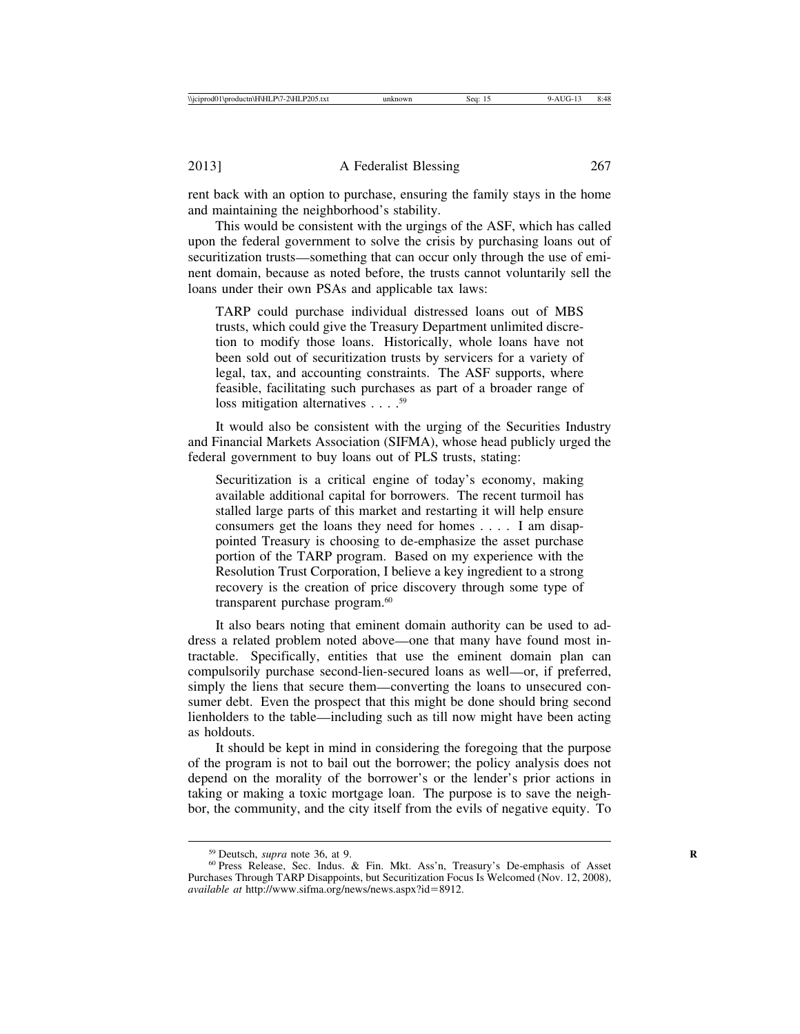rent back with an option to purchase, ensuring the family stays in the home and maintaining the neighborhood's stability.

This would be consistent with the urgings of the ASF, which has called upon the federal government to solve the crisis by purchasing loans out of securitization trusts—something that can occur only through the use of eminent domain, because as noted before, the trusts cannot voluntarily sell the loans under their own PSAs and applicable tax laws:

> TARP could purchase individual distressed loans out of MBS trusts, which could give the Treasury Department unlimited discretion to modify those loans. Historically, whole loans have not been sold out of securitization trusts by servicers for a variety of legal, tax, and accounting constraints. The ASF supports, where feasible, facilitating such purchases as part of a broader range of loss mitigation alternatives . . . .[59]

It would also be consistent with the urging of the Securities Industry and Financial Markets Association (SIFMA), whose head publicly urged the federal government to buy loans out of PLS trusts, stating:

> Securitization is a critical engine of today's economy, making available additional capital for borrowers. The recent turmoil has stalled large parts of this market and restarting it will help ensure consumers get the loans they need for homes . . . . I am disappointed Treasury is choosing to de-emphasize the asset purchase portion of the TARP program. Based on my experience with the Resolution Trust Corporation, I believe a key ingredient to a strong recovery is the creation of price discovery through some type of transparent purchase program.[60]

It also bears noting that eminent domain authority can be used to address a related problem noted above—one that many have found most intractable. Specifically, entities that use the eminent domain plan can compulsorily purchase second-lien-secured loans as well—or, if preferred, simply the liens that secure them—converting the loans to unsecured consumer debt. Even the prospect that this might be done should bring second lienholders to the table—including such as till now might have been acting as holdouts.

It should be kept in mind in considering the foregoing that the purpose of the program is not to bail out the borrower; the policy analysis does not depend on the morality of the borrower's or the lender's prior actions in taking or making a toxic mortgage loan. The purpose is to save the neighbor, the community, and the city itself from the evils of negative equity. To

---

[59] Deutsch, *supra* note 36, at 9.

[60] Press Release, Sec. Indus. & Fin. Mkt. Ass'n, Treasury's De-emphasis of Asset Purchases Through TARP Disappoints, but Securitization Focus Is Welcomed (Nov. 12, 2008), *available at* http://www.sifma.org/news/news.aspx?id=8912.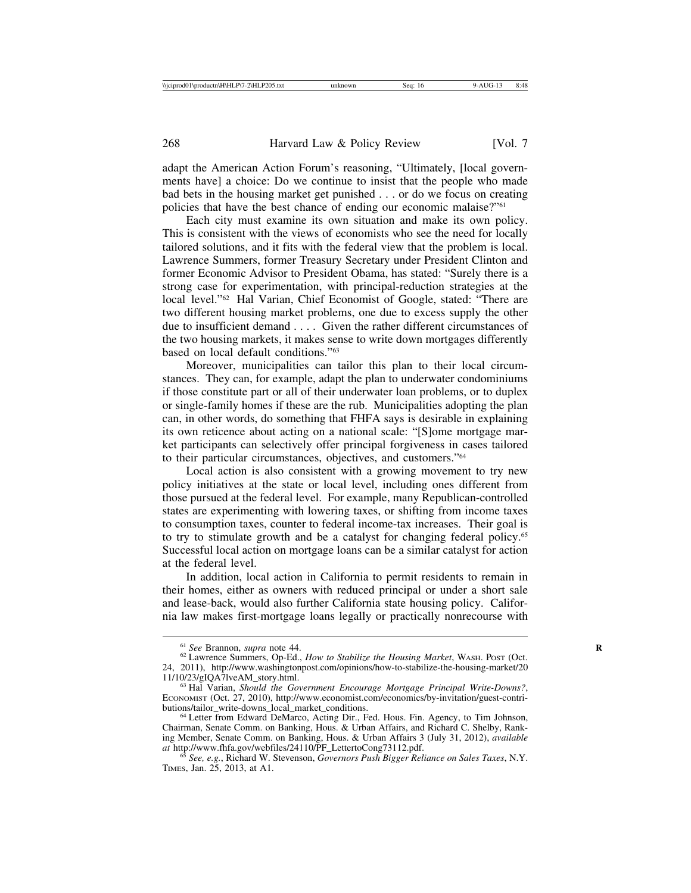adapt the American Action Forum's reasoning, "Ultimately, [local governments have] a choice: Do we continue to insist that the people who made bad bets in the housing market get punished . . . or do we focus on creating policies that have the best chance of ending our economic malaise?"[61]

Each city must examine its own situation and make its own policy. This is consistent with the views of economists who see the need for locally tailored solutions, and it fits with the federal view that the problem is local. Lawrence Summers, former Treasury Secretary under President Clinton and former Economic Advisor to President Obama, has stated: "Surely there is a strong case for experimentation, with principal-reduction strategies at the local level."[62] Hal Varian, Chief Economist of Google, stated: "There are two different housing market problems, one due to excess supply the other due to insufficient demand . . . . Given the rather different circumstances of the two housing markets, it makes sense to write down mortgages differently based on local default conditions."[63]

Moreover, municipalities can tailor this plan to their local circumstances. They can, for example, adapt the plan to underwater condominiums if those constitute part or all of their underwater loan problems, or to duplex or single-family homes if these are the rub. Municipalities adopting the plan can, in other words, do something that FHFA says is desirable in explaining its own reticence about acting on a national scale: "[S]ome mortgage market participants can selectively offer principal forgiveness in cases tailored to their particular circumstances, objectives, and customers."[64]

Local action is also consistent with a growing movement to try new policy initiatives at the state or local level, including ones different from those pursued at the federal level. For example, many Republican-controlled states are experimenting with lowering taxes, or shifting from income taxes to consumption taxes, counter to federal income-tax increases. Their goal is to try to stimulate growth and be a catalyst for changing federal policy.[65] Successful local action on mortgage loans can be a similar catalyst for action at the federal level.

In addition, local action in California to permit residents to remain in their homes, either as owners with reduced principal or under a short sale and lease-back, would also further California state housing policy. California law makes first-mortgage loans legally or practically nonrecourse with

---

[61] *See* Brannon, *supra* note 44.

[62] Lawrence Summers, Op-Ed., *How to Stabilize the Housing Market*, WASH. POST (Oct. 24, 2011), http://www.washingtonpost.com/opinions/how-to-stabilize-the-housing-market/2011/10/23/gIQA7lveAM_story.html.

[63] Hal Varian, *Should the Government Encourage Mortgage Principal Write-Downs?*, ECONOMIST (Oct. 27, 2010), http://www.economist.com/economics/by-invitation/guest-contributions/tailor_write-downs_local_market_conditions.

[64] Letter from Edward DeMarco, Acting Dir., Fed. Hous. Fin. Agency, to Tim Johnson, Chairman, Senate Comm. on Banking, Hous. & Urban Affairs, and Richard C. Shelby, Ranking Member, Senate Comm. on Banking, Hous. & Urban Affairs 3 (July 31, 2012), *available at* http://www.fhfa.gov/webfiles/24110/PF_LettertoCong73112.pdf.

[65] *See, e.g.*, Richard W. Stevenson, *Governors Push Bigger Reliance on Sales Taxes*, N.Y. TIMES, Jan. 25, 2013, at A1.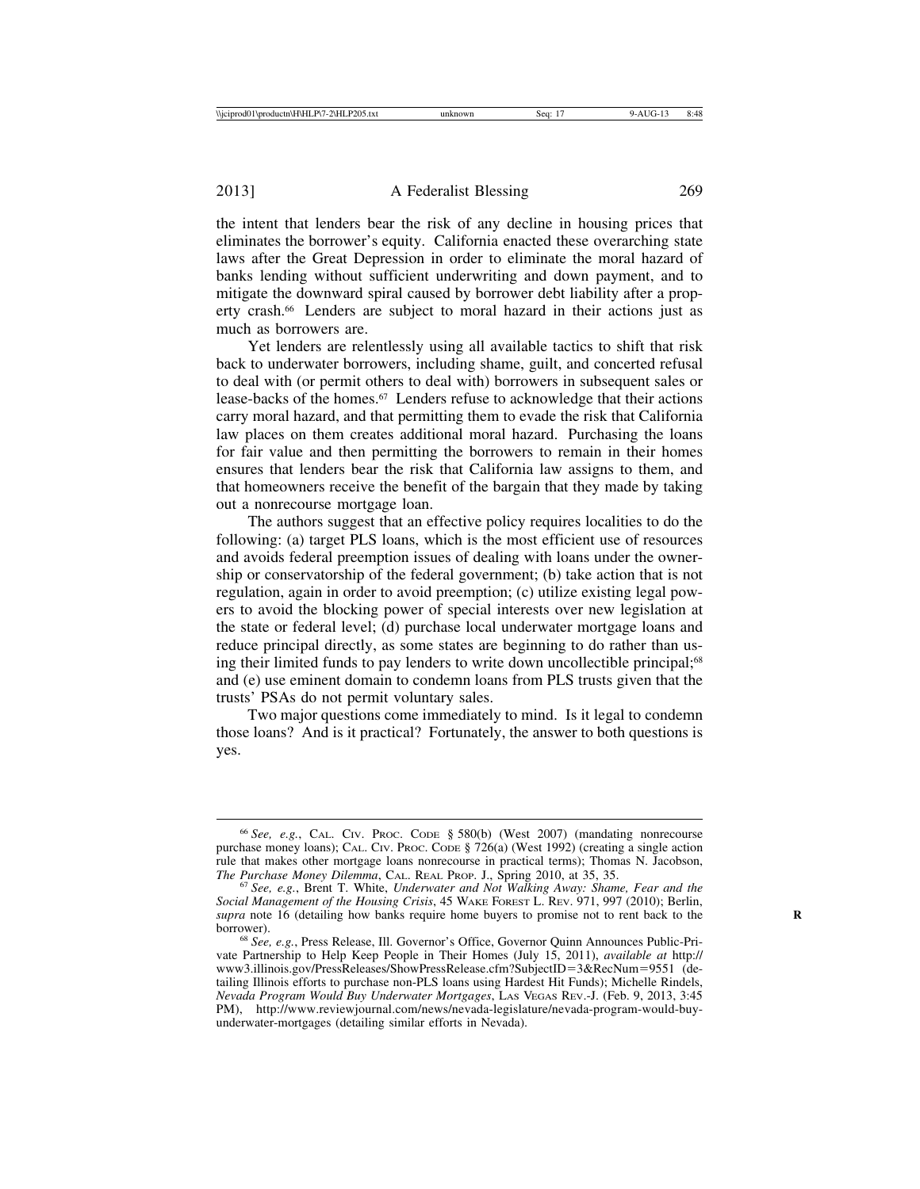the intent that lenders bear the risk of any decline in housing prices that eliminates the borrower's equity. California enacted these overarching state laws after the Great Depression in order to eliminate the moral hazard of banks lending without sufficient underwriting and down payment, and to mitigate the downward spiral caused by borrower debt liability after a property crash.[66] Lenders are subject to moral hazard in their actions just as much as borrowers are.

Yet lenders are relentlessly using all available tactics to shift that risk back to underwater borrowers, including shame, guilt, and concerted refusal to deal with (or permit others to deal with) borrowers in subsequent sales or lease-backs of the homes.[67] Lenders refuse to acknowledge that their actions carry moral hazard, and that permitting them to evade the risk that California law places on them creates additional moral hazard. Purchasing the loans for fair value and then permitting the borrowers to remain in their homes ensures that lenders bear the risk that California law assigns to them, and that homeowners receive the benefit of the bargain that they made by taking out a nonrecourse mortgage loan.

The authors suggest that an effective policy requires localities to do the following: (a) target PLS loans, which is the most efficient use of resources and avoids federal preemption issues of dealing with loans under the ownership or conservatorship of the federal government; (b) take action that is not regulation, again in order to avoid preemption; (c) utilize existing legal powers to avoid the blocking power of special interests over new legislation at the state or federal level; (d) purchase local underwater mortgage loans and reduce principal directly, as some states are beginning to do rather than using their limited funds to pay lenders to write down uncollectible principal;[68] and (e) use eminent domain to condemn loans from PLS trusts given that the trusts' PSAs do not permit voluntary sales.

Two major questions come immediately to mind. Is it legal to condemn those loans? And is it practical? Fortunately, the answer to both questions is yes.

---

[66] *See, e.g.*, CAL. CIV. PROC. CODE § 580(b) (West 2007) (mandating nonrecourse purchase money loans); CAL. CIV. PROC. CODE § 726(a) (West 1992) (creating a single action rule that makes other mortgage loans nonrecourse in practical terms); Thomas N. Jacobson, *The Purchase Money Dilemma*, CAL. REAL PROP. J., Spring 2010, at 35, 35.

[67] *See, e.g.*, Brent T. White, *Underwater and Not Walking Away: Shame, Fear and the Social Management of the Housing Crisis*, 45 WAKE FOREST L. REV. 971, 997 (2010); Berlin, *supra* note 16 (detailing how banks require home buyers to promise not to rent back to the borrower).

[68] *See, e.g.*, Press Release, Ill. Governor's Office, Governor Quinn Announces Public-Private Partnership to Help Keep People in Their Homes (July 15, 2011), *available at* http://www3.illinois.gov/PressReleases/ShowPressRelease.cfm?SubjectID=3&RecNum=9551 (detailing Illinois efforts to purchase non-PLS loans using Hardest Hit Funds); Michelle Rindels, *Nevada Program Would Buy Underwater Mortgages*, LAS VEGAS REV.-J. (Feb. 9, 2013, 3:45 PM), http://www.reviewjournal.com/news/nevada-legislature/nevada-program-would-buy-underwater-mortgages (detailing similar efforts in Nevada).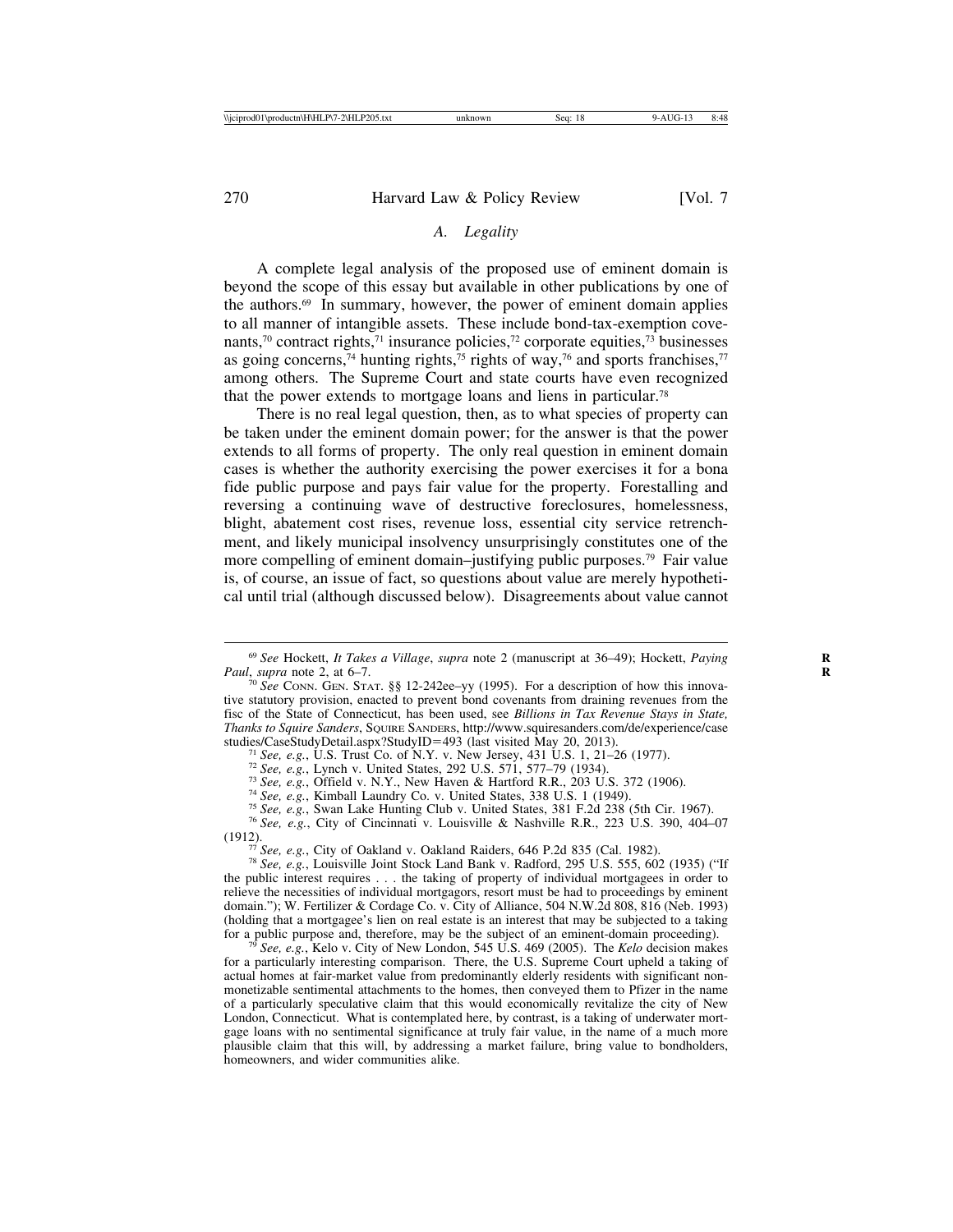### *A. Legality*

A complete legal analysis of the proposed use of eminent domain is beyond the scope of this essay but available in other publications by one of the authors.[69] In summary, however, the power of eminent domain applies to all manner of intangible assets. These include bond-tax-exemption covenants,[70] contract rights,[71] insurance policies,[72] corporate equities,[73] businesses as going concerns,[74] hunting rights,[75] rights of way,[76] and sports franchises,[77] among others. The Supreme Court and state courts have even recognized that the power extends to mortgage loans and liens in particular.[78]

There is no real legal question, then, as to what species of property can be taken under the eminent domain power; for the answer is that the power extends to all forms of property. The only real question in eminent domain cases is whether the authority exercising the power exercises it for a bona fide public purpose and pays fair value for the property. Forestalling and reversing a continuing wave of destructive foreclosures, homelessness, blight, abatement cost rises, revenue loss, essential city service retrenchment, and likely municipal insolvency unsurprisingly constitutes one of the more compelling of eminent domain–justifying public purposes.[79] Fair value is, of course, an issue of fact, so questions about value are merely hypothetical until trial (although discussed below). Disagreements about value cannot

---

[69] *See* Hockett, *It Takes a Village*, *supra* note 2 (manuscript at 36–49); Hockett, *Paying Paul*, *supra* note 2, at 6–7.

[70] *See* CONN. GEN. STAT. §§ 12-242ee–yy (1995). For a description of how this innovative statutory provision, enacted to prevent bond covenants from draining revenues from the fisc of the State of Connecticut, has been used, see *Billions in Tax Revenue Stays in State, Thanks to Squire Sanders*, SQUIRE SANDERS, http://www.squiresanders.com/de/experience/casestudies/CaseStudyDetail.aspx?StudyID=493 (last visited May 20, 2013).

[71] *See, e.g.*, U.S. Trust Co. of N.Y. v. New Jersey, 431 U.S. 1, 21–26 (1977).

[72] *See, e.g.*, Lynch v. United States, 292 U.S. 571, 577–79 (1934).

[73] *See, e.g.*, Offield v. N.Y., New Haven & Hartford R.R., 203 U.S. 372 (1906).

[74] *See, e.g.*, Kimball Laundry Co. v. United States, 338 U.S. 1 (1949).

[75] *See, e.g.*, Swan Lake Hunting Club v. United States, 381 F.2d 238 (5th Cir. 1967).

[76] *See, e.g.*, City of Cincinnati v. Louisville & Nashville R.R., 223 U.S. 390, 404–07 (1912).

[77] *See, e.g.*, City of Oakland v. Oakland Raiders, 646 P.2d 835 (Cal. 1982).

[78] *See, e.g.*, Louisville Joint Stock Land Bank v. Radford, 295 U.S. 555, 602 (1935) ("If the public interest requires . . . the taking of property of individual mortgagees in order to relieve the necessities of individual mortgagors, resort must be had to proceedings by eminent domain."); W. Fertilizer & Cordage Co. v. City of Alliance, 504 N.W.2d 808, 816 (Neb. 1993) (holding that a mortgagee's lien on real estate is an interest that may be subjected to a taking for a public purpose and, therefore, may be the subject of an eminent-domain proceeding).

[79] *See, e.g.*, Kelo v. City of New London, 545 U.S. 469 (2005). The *Kelo* decision makes for a particularly interesting comparison. There, the U.S. Supreme Court upheld a taking of actual homes at fair-market value from predominantly elderly residents with significant non-monetizable sentimental attachments to the homes, then conveyed them to Pfizer in the name of a particularly speculative claim that this would economically revitalize the city of New London, Connecticut. What is contemplated here, by contrast, is a taking of underwater mortgage loans with no sentimental significance at truly fair value, in the name of a much more plausible claim that this will, by addressing a market failure, bring value to bondholders, homeowners, and wider communities alike.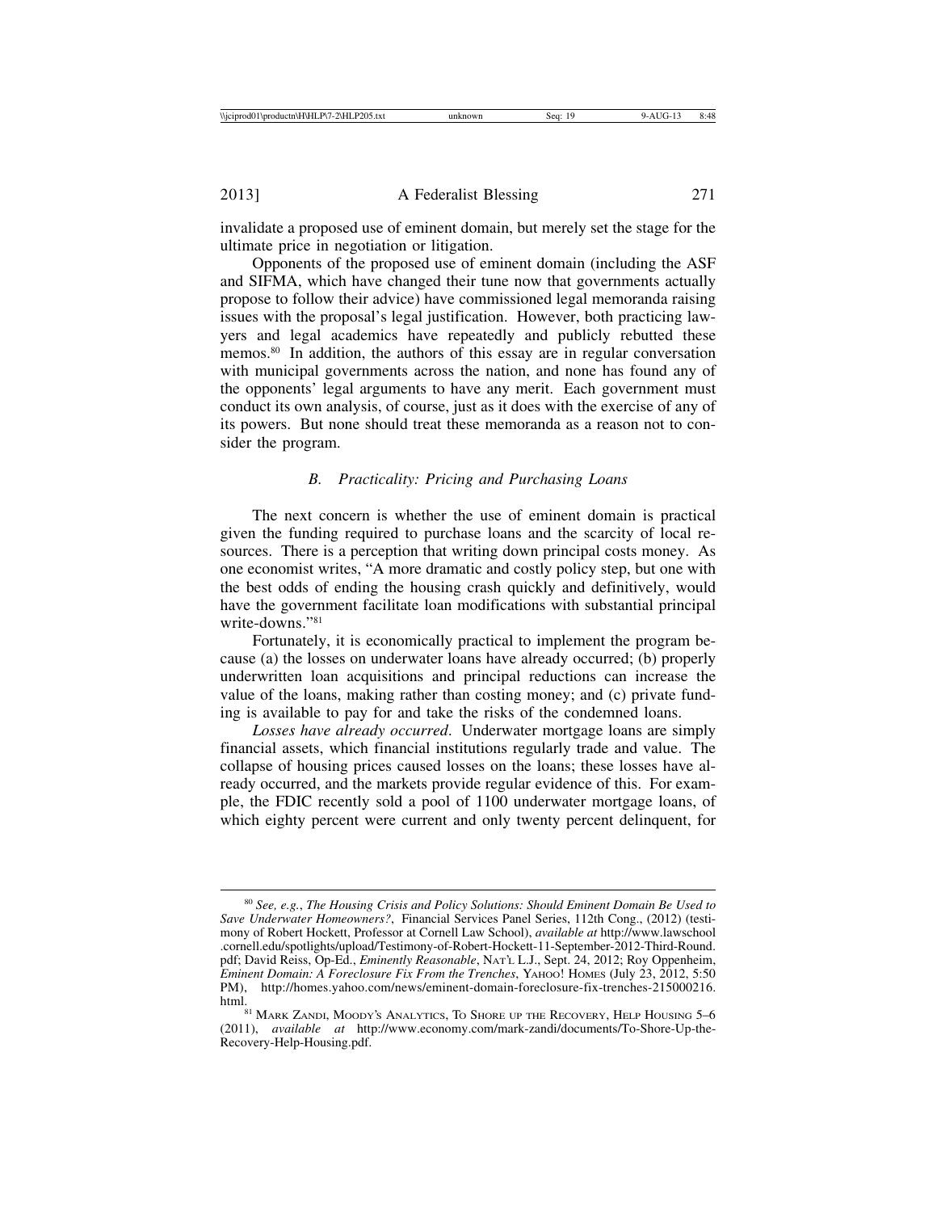invalidate a proposed use of eminent domain, but merely set the stage for the ultimate price in negotiation or litigation.

Opponents of the proposed use of eminent domain (including the ASF and SIFMA, which have changed their tune now that governments actually propose to follow their advice) have commissioned legal memoranda raising issues with the proposal's legal justification. However, both practicing lawyers and legal academics have repeatedly and publicly rebutted these memos.[80] In addition, the authors of this essay are in regular conversation with municipal governments across the nation, and none has found any of the opponents' legal arguments to have any merit. Each government must conduct its own analysis, of course, just as it does with the exercise of any of its powers. But none should treat these memoranda as a reason not to consider the program.

### *B. Practicality: Pricing and Purchasing Loans*

The next concern is whether the use of eminent domain is practical given the funding required to purchase loans and the scarcity of local resources. There is a perception that writing down principal costs money. As one economist writes, "A more dramatic and costly policy step, but one with the best odds of ending the housing crash quickly and definitively, would have the government facilitate loan modifications with substantial principal write-downs."[81]

Fortunately, it is economically practical to implement the program because (a) the losses on underwater loans have already occurred; (b) properly underwritten loan acquisitions and principal reductions can increase the value of the loans, making rather than costing money; and (c) private funding is available to pay for and take the risks of the condemned loans.

*Losses have already occurred*. Underwater mortgage loans are simply financial assets, which financial institutions regularly trade and value. The collapse of housing prices caused losses on the loans; these losses have already occurred, and the markets provide regular evidence of this. For example, the FDIC recently sold a pool of 1100 underwater mortgage loans, of which eighty percent were current and only twenty percent delinquent, for

---

[80] *See, e.g.*, *The Housing Crisis and Policy Solutions: Should Eminent Domain Be Used to Save Underwater Homeowners?*, Financial Services Panel Series, 112th Cong., (2012) (testimony of Robert Hockett, Professor at Cornell Law School), *available at* http://www.lawschool.cornell.edu/spotlights/upload/Testimony-of-Robert-Hockett-11-September-2012-Third-Round.pdf; David Reiss, Op-Ed., *Eminently Reasonable*, NAT'L L.J., Sept. 24, 2012; Roy Oppenheim, *Eminent Domain: A Foreclosure Fix From the Trenches*, YAHOO! HOMES (July 23, 2012, 5:50 PM), http://homes.yahoo.com/news/eminent-domain-foreclosure-fix-trenches-215000216.html.

[81] MARK ZANDI, MOODY'S ANALYTICS, TO SHORE UP THE RECOVERY, HELP HOUSING 5–6 (2011), *available at* http://www.economy.com/mark-zandi/documents/To-Shore-Up-the-Recovery-Help-Housing.pdf.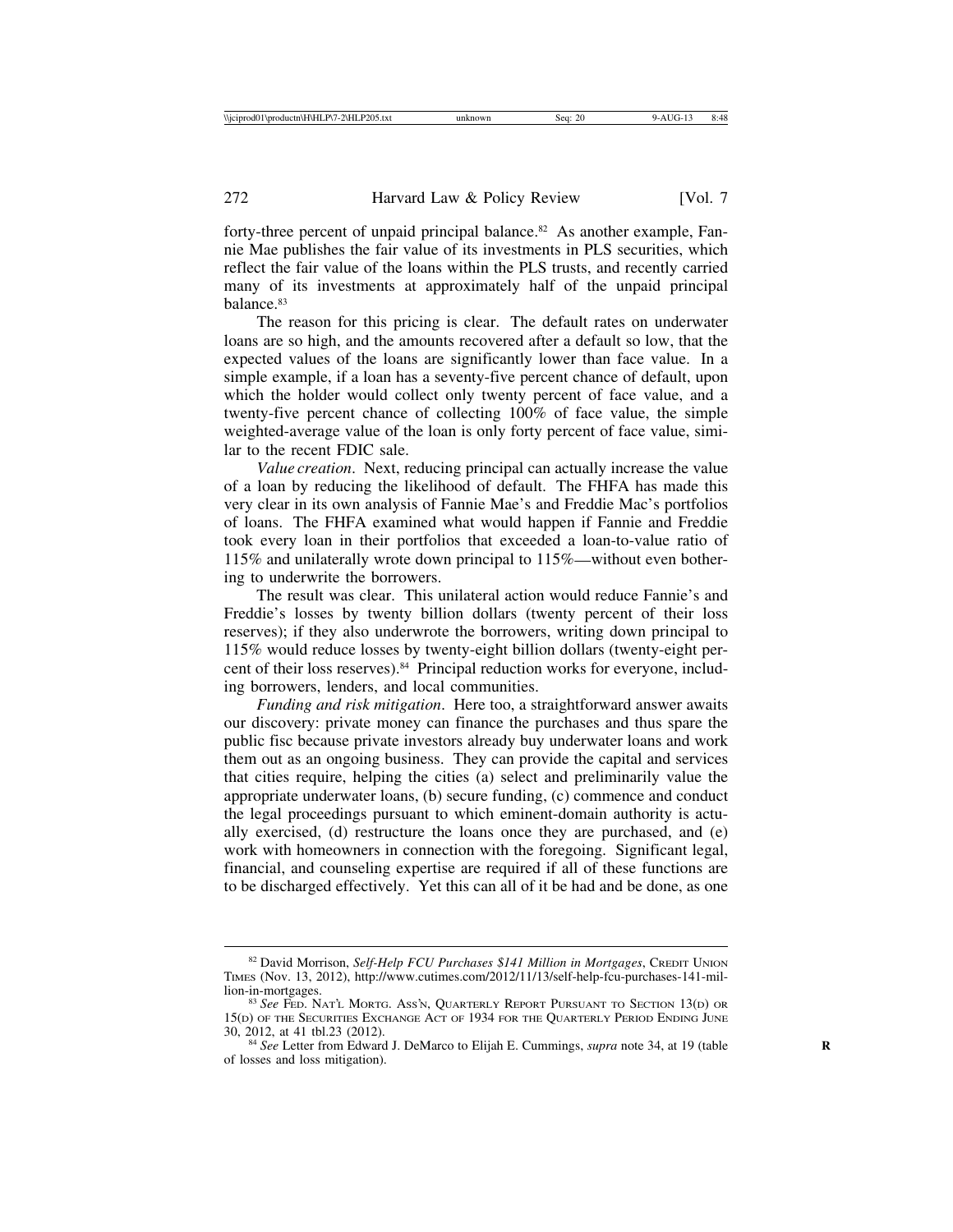forty-three percent of unpaid principal balance.[82] As another example, Fannie Mae publishes the fair value of its investments in PLS securities, which reflect the fair value of the loans within the PLS trusts, and recently carried many of its investments at approximately half of the unpaid principal balance.[83]

The reason for this pricing is clear. The default rates on underwater loans are so high, and the amounts recovered after a default so low, that the expected values of the loans are significantly lower than face value. In a simple example, if a loan has a seventy-five percent chance of default, upon which the holder would collect only twenty percent of face value, and a twenty-five percent chance of collecting 100% of face value, the simple weighted-average value of the loan is only forty percent of face value, similar to the recent FDIC sale.

*Value creation*. Next, reducing principal can actually increase the value of a loan by reducing the likelihood of default. The FHFA has made this very clear in its own analysis of Fannie Mae's and Freddie Mac's portfolios of loans. The FHFA examined what would happen if Fannie and Freddie took every loan in their portfolios that exceeded a loan-to-value ratio of 115% and unilaterally wrote down principal to 115%—without even bothering to underwrite the borrowers.

The result was clear. This unilateral action would reduce Fannie's and Freddie's losses by twenty billion dollars (twenty percent of their loss reserves); if they also underwrote the borrowers, writing down principal to 115% would reduce losses by twenty-eight billion dollars (twenty-eight percent of their loss reserves).[84] Principal reduction works for everyone, including borrowers, lenders, and local communities.

*Funding and risk mitigation*. Here too, a straightforward answer awaits our discovery: private money can finance the purchases and thus spare the public fisc because private investors already buy underwater loans and work them out as an ongoing business. They can provide the capital and services that cities require, helping the cities (a) select and preliminarily value the appropriate underwater loans, (b) secure funding, (c) commence and conduct the legal proceedings pursuant to which eminent-domain authority is actually exercised, (d) restructure the loans once they are purchased, and (e) work with homeowners in connection with the foregoing. Significant legal, financial, and counseling expertise are required if all of these functions are to be discharged effectively. Yet this can all of it be had and be done, as one

---

[82] David Morrison, *Self-Help FCU Purchases $141 Million in Mortgages*, CREDIT UNION TIMES (Nov. 13, 2012), http://www.cutimes.com/2012/11/13/self-help-fcu-purchases-141-million-in-mortgages.

[83] *See* FED. NAT'L MORTG. ASS'N, QUARTERLY REPORT PURSUANT TO SECTION 13(D) OR 15(D) OF THE SECURITIES EXCHANGE ACT OF 1934 FOR THE QUARTERLY PERIOD ENDING JUNE 30, 2012, at 41 tbl.23 (2012).

[84] *See* Letter from Edward J. DeMarco to Elijah E. Cummings, *supra* note 34, at 19 (table of losses and loss mitigation).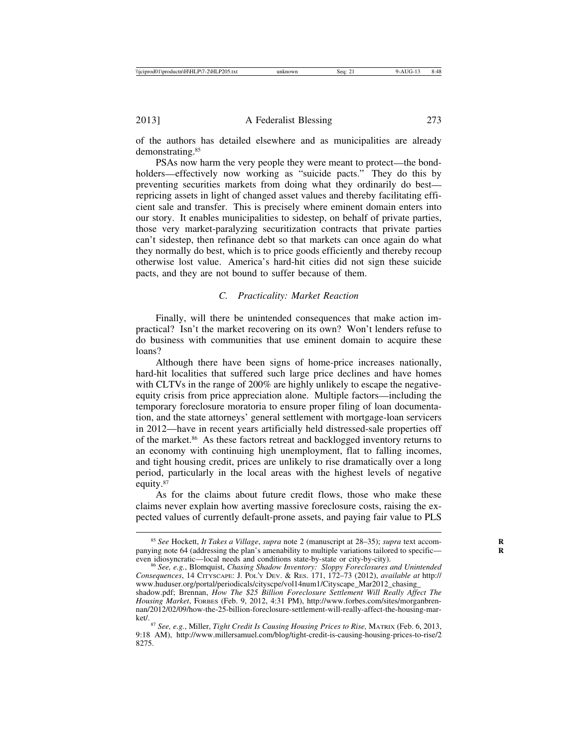of the authors has detailed elsewhere and as municipalities are already demonstrating.[85]

PSAs now harm the very people they were meant to protect—the bondholders—effectively now working as "suicide pacts." They do this by preventing securities markets from doing what they ordinarily do best—repricing assets in light of changed asset values and thereby facilitating efficient sale and transfer. This is precisely where eminent domain enters into our story. It enables municipalities to sidestep, on behalf of private parties, those very market-paralyzing securitization contracts that private parties can't sidestep, then refinance debt so that markets can once again do what they normally do best, which is to price goods efficiently and thereby recoup otherwise lost value. America's hard-hit cities did not sign these suicide pacts, and they are not bound to suffer because of them.

### *C. Practicality: Market Reaction*

Finally, will there be unintended consequences that make action impractical? Isn't the market recovering on its own? Won't lenders refuse to do business with communities that use eminent domain to acquire these loans?

Although there have been signs of home-price increases nationally, hard-hit localities that suffered such large price declines and have homes with CLTVs in the range of 200% are highly unlikely to escape the negative-equity crisis from price appreciation alone. Multiple factors—including the temporary foreclosure moratoria to ensure proper filing of loan documentation, and the state attorneys' general settlement with mortgage-loan servicers in 2012—have in recent years artificially held distressed-sale properties off of the market.[86] As these factors retreat and backlogged inventory returns to an economy with continuing high unemployment, flat to falling incomes, and tight housing credit, prices are unlikely to rise dramatically over a long period, particularly in the local areas with the highest levels of negative equity.[87]

As for the claims about future credit flows, those who make these claims never explain how averting massive foreclosure costs, raising the expected values of currently default-prone assets, and paying fair value to PLS

---

[85] *See* Hockett, *It Takes a Village*, *supra* note 2 (manuscript at 28–35); *supra* text accompanying note 64 (addressing the plan's amenability to multiple variations tailored to specific—even idiosyncratic—local needs and conditions state-by-state or city-by-city).

[86] *See, e.g.*, Blomquist, *Chasing Shadow Inventory: Sloppy Foreclosures and Unintended Consequences*, 14 CITYSCAPE: J. POL'Y DEV. & RES. 171, 172–73 (2012), *available at* http://www.huduser.org/portal/periodicals/cityscpe/vol14num1/Cityscape_Mar2012_chasing_shadow.pdf; Brennan, *How The $25 Billion Foreclosure Settlement Will Really Affect The Housing Market*, FORBES (Feb. 9, 2012, 4:31 PM), http://www.forbes.com/sites/morganbrennan/2012/02/09/how-the-25-billion-foreclosure-settlement-will-really-affect-the-housing-market/.

[87] *See, e.g.*, Miller, *Tight Credit Is Causing Housing Prices to Rise,* MATRIX (Feb. 6, 2013, 9:18 AM), http://www.millersamuel.com/blog/tight-credit-is-causing-housing-prices-to-rise/28275.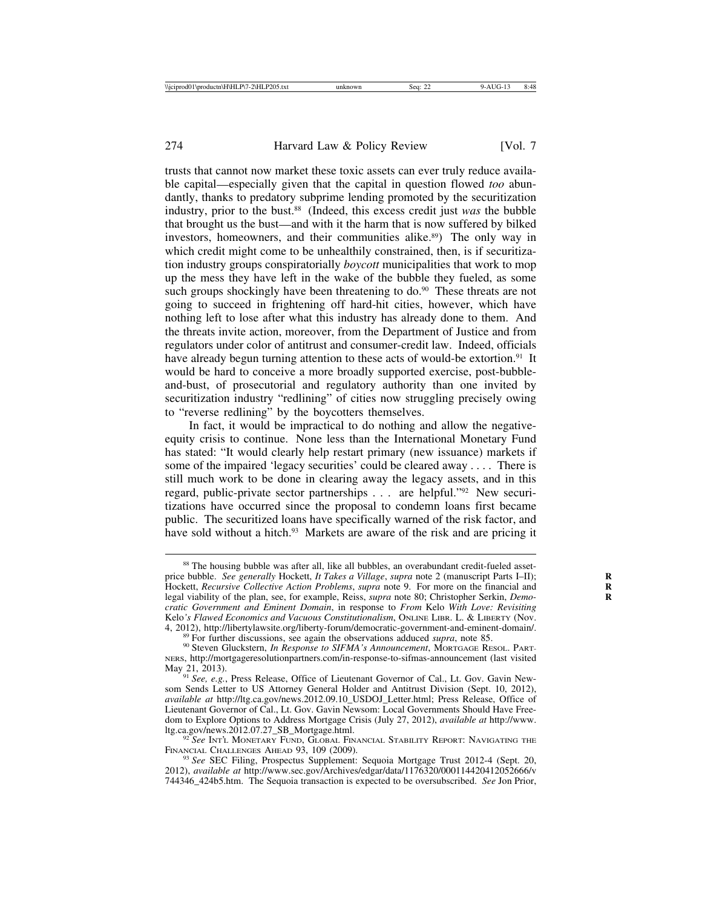trusts that cannot now market these toxic assets can ever truly reduce available capital—especially given that the capital in question flowed *too* abundantly, thanks to predatory subprime lending promoted by the securitization industry, prior to the bust.[88] (Indeed, this excess credit just *was* the bubble that brought us the bust—and with it the harm that is now suffered by bilked investors, homeowners, and their communities alike.[89]) The only way in which credit might come to be unhealthily constrained, then, is if securitization industry groups conspiratorially *boycott* municipalities that work to mop up the mess they have left in the wake of the bubble they fueled, as some such groups shockingly have been threatening to do.[90] These threats are not going to succeed in frightening off hard-hit cities, however, which have nothing left to lose after what this industry has already done to them. And the threats invite action, moreover, from the Department of Justice and from regulators under color of antitrust and consumer-credit law. Indeed, officials have already begun turning attention to these acts of would-be extortion.[91] It would be hard to conceive a more broadly supported exercise, post-bubble-and-bust, of prosecutorial and regulatory authority than one invited by securitization industry "redlining" of cities now struggling precisely owing to "reverse redlining" by the boycotters themselves.

In fact, it would be impractical to do nothing and allow the negative-equity crisis to continue. None less than the International Monetary Fund has stated: "It would clearly help restart primary (new issuance) markets if some of the impaired 'legacy securities' could be cleared away . . . . There is still much work to be done in clearing away the legacy assets, and in this regard, public-private sector partnerships . . . are helpful."[92] New securitizations have occurred since the proposal to condemn loans first became public. The securitized loans have specifically warned of the risk factor, and have sold without a hitch.[93] Markets are aware of the risk and are pricing it

---

[88] The housing bubble was after all, like all bubbles, an overabundant credit-fueled asset-price bubble. *See generally* Hockett, *It Takes a Village*, *supra* note 2 (manuscript Parts I–II); Hockett, *Recursive Collective Action Problems*, *supra* note 9. For more on the financial and legal viability of the plan, see, for example, Reiss, *supra* note 80; Christopher Serkin, *Democratic Government and Eminent Domain*, in response to *From* Kelo *With Love: Revisiting* Kelo*'s Flawed Economics and Vacuous Constitutionalism*, ONLINE LIBR. L. & LIBERTY (Nov. 4, 2012), http://libertylawsite.org/liberty-forum/democratic-government-and-eminent-domain/.

[89] For further discussions, see again the observations adduced *supra*, note 85.

[90] Steven Gluckstern, *In Response to SIFMA's Announcement*, MORTGAGE RESOL. PARTNERS, http://mortgageresolutionpartners.com/in-response-to-sifmas-announcement (last visited May 21, 2013).

[91] *See, e.g.*, Press Release, Office of Lieutenant Governor of Cal., Lt. Gov. Gavin Newsom Sends Letter to US Attorney General Holder and Antitrust Division (Sept. 10, 2012), *available at* http://ltg.ca.gov/news.2012.09.10_USDOJ_Letter.html; Press Release, Office of Lieutenant Governor of Cal., Lt. Gov. Gavin Newsom: Local Governments Should Have Freedom to Explore Options to Address Mortgage Crisis (July 27, 2012), *available at* http://www.ltg.ca.gov/news.2012.07.27_SB_Mortgage.html.

[92] *See* INT'L MONETARY FUND, GLOBAL FINANCIAL STABILITY REPORT: NAVIGATING THE FINANCIAL CHALLENGES AHEAD 93, 109 (2009).

[93] *See* SEC Filing, Prospectus Supplement: Sequoia Mortgage Trust 2012-4 (Sept. 20, 2012), *available at* http://www.sec.gov/Archives/edgar/data/1176320/000114420412052666/v744346_424b5.htm. The Sequoia transaction is expected to be oversubscribed. *See* Jon Prior,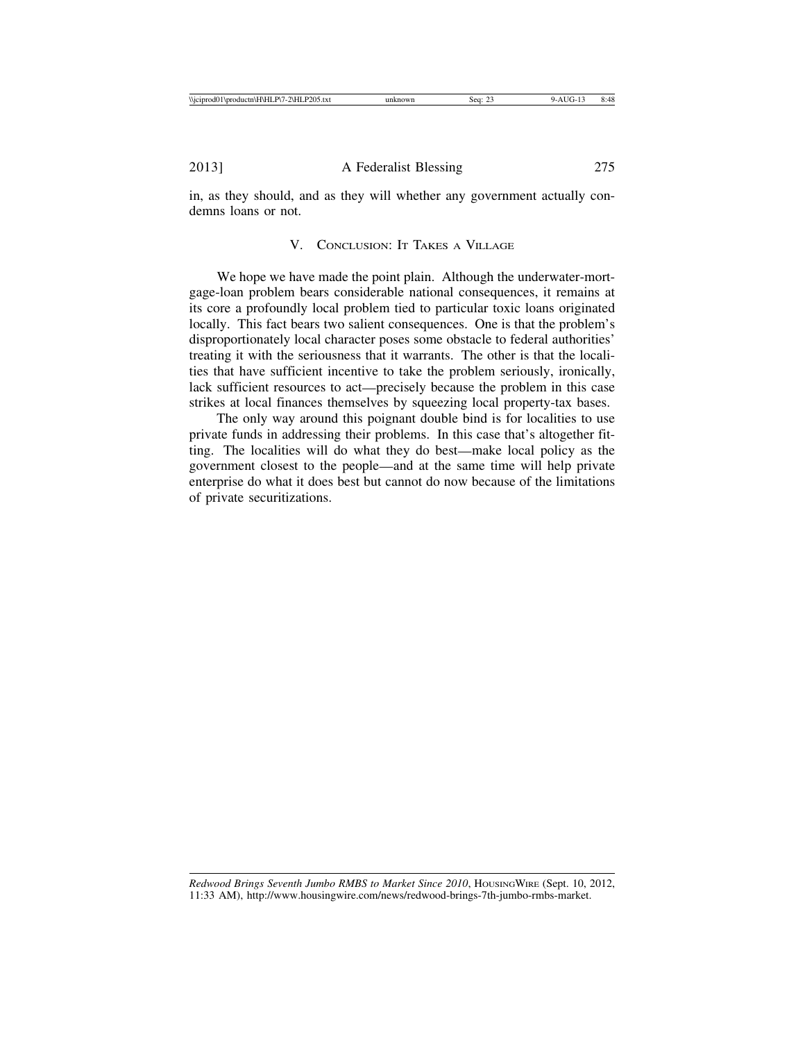in, as they should, and as they will whether any government actually condemns loans or not.

## V. Conclusion: It Takes a Village

We hope we have made the point plain. Although the underwater-mortgage-loan problem bears considerable national consequences, it remains at its core a profoundly local problem tied to particular toxic loans originated locally. This fact bears two salient consequences. One is that the problem's disproportionately local character poses some obstacle to federal authorities' treating it with the seriousness that it warrants. The other is that the localities that have sufficient incentive to take the problem seriously, ironically, lack sufficient resources to act—precisely because the problem in this case strikes at local finances themselves by squeezing local property-tax bases.

The only way around this poignant double bind is for localities to use private funds in addressing their problems. In this case that's altogether fitting. The localities will do what they do best—make local policy as the government closest to the people—and at the same time will help private enterprise do what it does best but cannot do now because of the limitations of private securitizations.

---

*Redwood Brings Seventh Jumbo RMBS to Market Since 2010*, HousingWire (Sept. 10, 2012, 11:33 AM), http://www.housingwire.com/news/redwood-brings-7th-jumbo-rmbs-market.